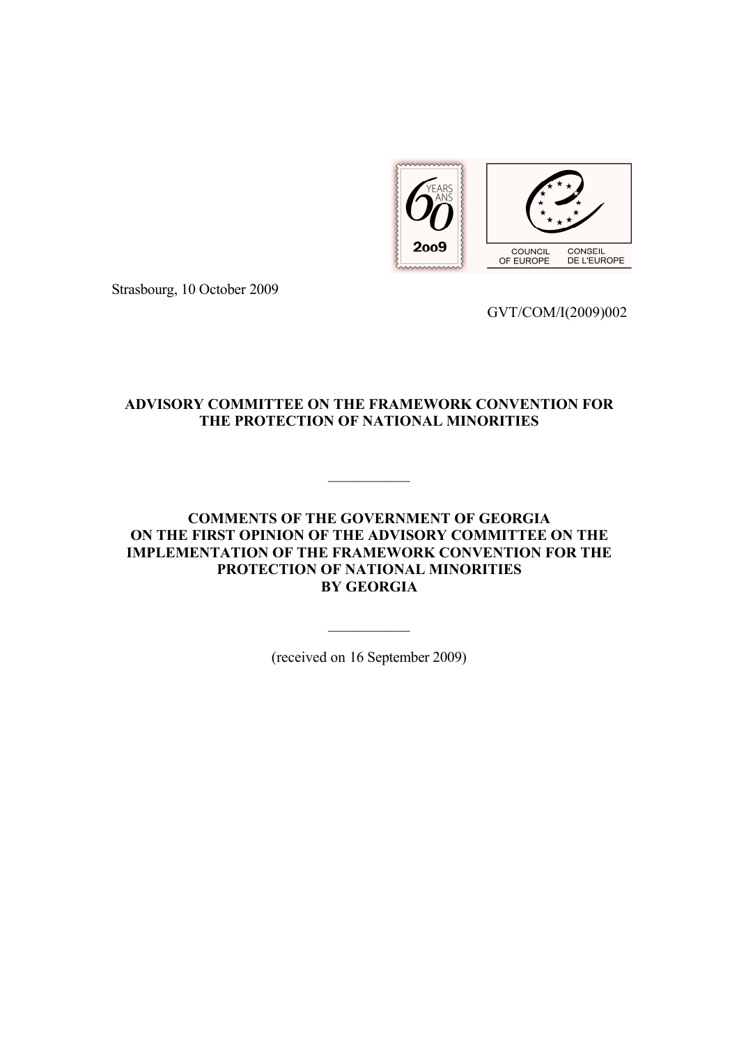Strasbourg, 10 October 2009

GVT/COM/I(2009)002

**ADVISORY COMMITTEE ON THE FRAMEWORK CONVENTION FOR THE PROTECTION OF NATIONAL MINORITIES**

---

**COMMENTS OF THE GOVERNMENT OF GEORGIA ON THE FIRST OPINION OF THE ADVISORY COMMITTEE ON THE IMPLEMENTATION OF THE FRAMEWORK CONVENTION FOR THE PROTECTION OF NATIONAL MINORITIES BY GEORGIA**

---

(received on 16 September 2009)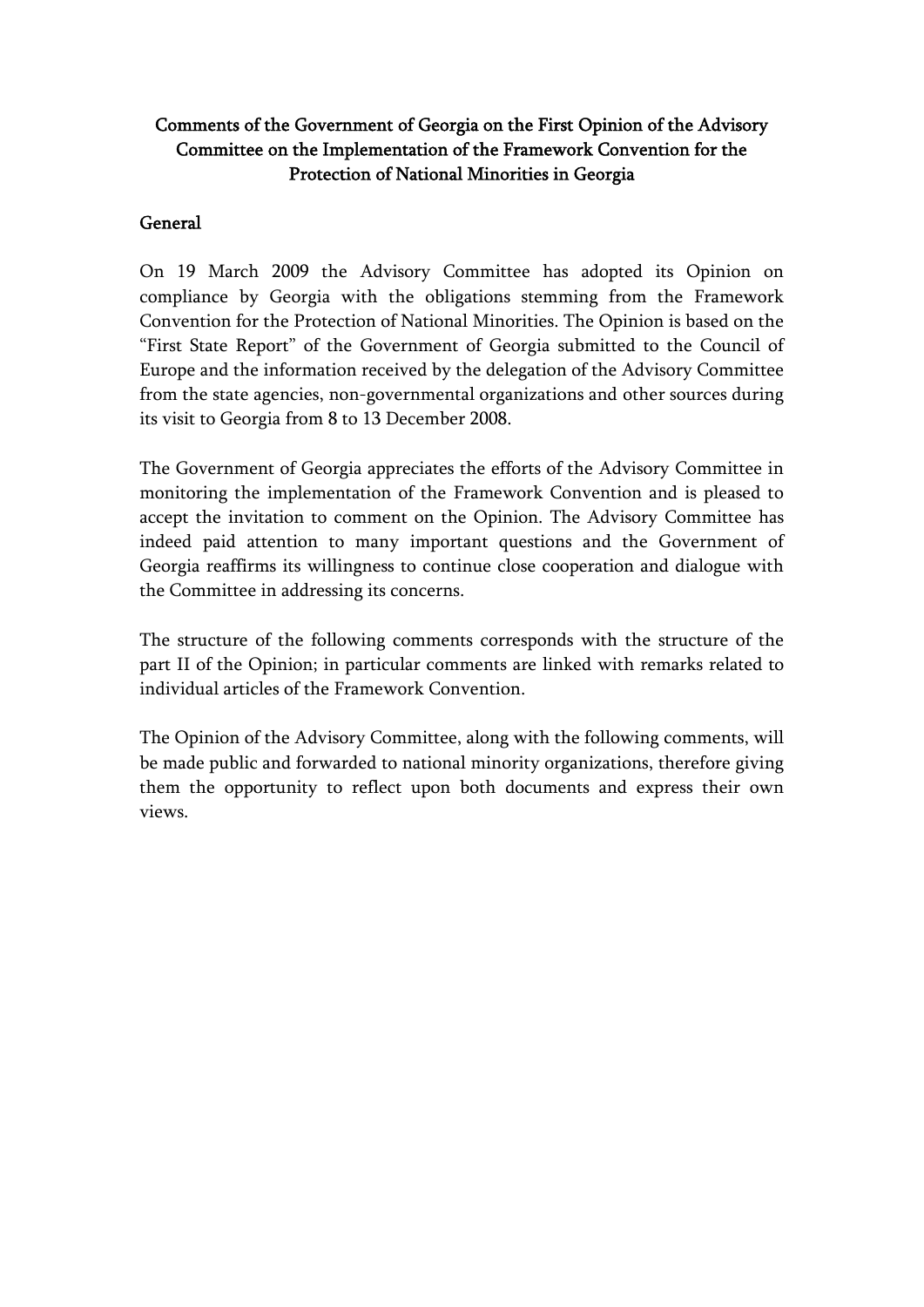# Comments of the Government of Georgia on the First Opinion of the Advisory Committee on the Implementation of the Framework Convention for the Protection of National Minorities in Georgia

## General

On 19 March 2009 the Advisory Committee has adopted its Opinion on compliance by Georgia with the obligations stemming from the Framework Convention for the Protection of National Minorities. The Opinion is based on the "First State Report" of the Government of Georgia submitted to the Council of Europe and the information received by the delegation of the Advisory Committee from the state agencies, non-governmental organizations and other sources during its visit to Georgia from 8 to 13 December 2008.

The Government of Georgia appreciates the efforts of the Advisory Committee in monitoring the implementation of the Framework Convention and is pleased to accept the invitation to comment on the Opinion. The Advisory Committee has indeed paid attention to many important questions and the Government of Georgia reaffirms its willingness to continue close cooperation and dialogue with the Committee in addressing its concerns.

The structure of the following comments corresponds with the structure of the part II of the Opinion; in particular comments are linked with remarks related to individual articles of the Framework Convention.

The Opinion of the Advisory Committee, along with the following comments, will be made public and forwarded to national minority organizations, therefore giving them the opportunity to reflect upon both documents and express their own views.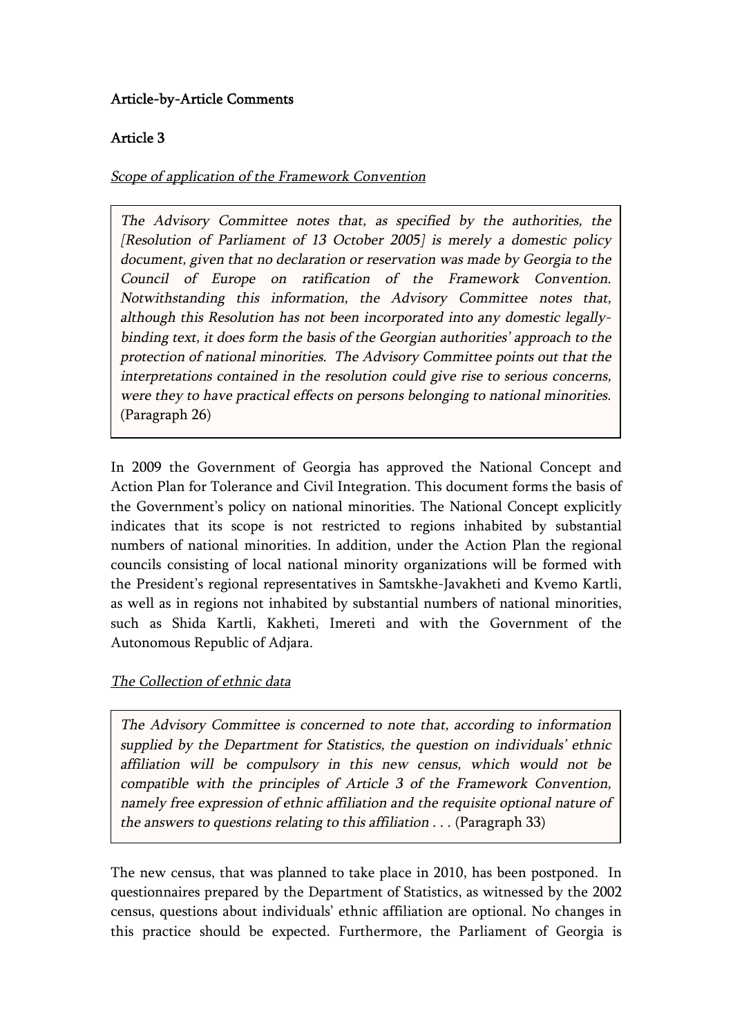**Article-by-Article Comments**

**Article 3**

*Scope of application of the Framework Convention*

> *The Advisory Committee notes that, as specified by the authorities, the [Resolution of Parliament of 13 October 2005] is merely a domestic policy document, given that no declaration or reservation was made by Georgia to the Council of Europe on ratification of the Framework Convention. Notwithstanding this information, the Advisory Committee notes that, although this Resolution has not been incorporated into any domestic legally-binding text, it does form the basis of the Georgian authorities' approach to the protection of national minorities. The Advisory Committee points out that the interpretations contained in the resolution could give rise to serious concerns, were they to have practical effects on persons belonging to national minorities.* (Paragraph 26)

In 2009 the Government of Georgia has approved the National Concept and Action Plan for Tolerance and Civil Integration. This document forms the basis of the Government's policy on national minorities. The National Concept explicitly indicates that its scope is not restricted to regions inhabited by substantial numbers of national minorities. In addition, under the Action Plan the regional councils consisting of local national minority organizations will be formed with the President's regional representatives in Samtskhe-Javakheti and Kvemo Kartli, as well as in regions not inhabited by substantial numbers of national minorities, such as Shida Kartli, Kakheti, Imereti and with the Government of the Autonomous Republic of Adjara.

*The Collection of ethnic data*

> *The Advisory Committee is concerned to note that, according to information supplied by the Department for Statistics, the question on individuals' ethnic affiliation will be compulsory in this new census, which would not be compatible with the principles of Article 3 of the Framework Convention, namely free expression of ethnic affiliation and the requisite optional nature of the answers to questions relating to this affiliation . . .* (Paragraph 33)

The new census, that was planned to take place in 2010, has been postponed. In questionnaires prepared by the Department of Statistics, as witnessed by the 2002 census, questions about individuals' ethnic affiliation are optional. No changes in this practice should be expected. Furthermore, the Parliament of Georgia is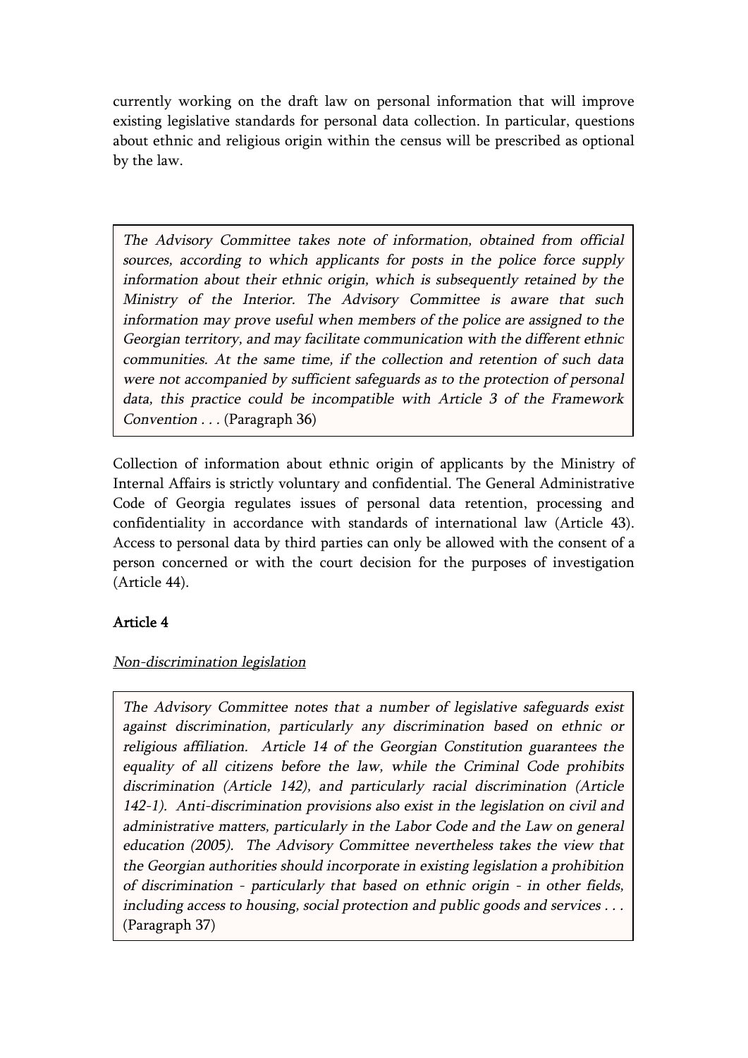currently working on the draft law on personal information that will improve existing legislative standards for personal data collection. In particular, questions about ethnic and religious origin within the census will be prescribed as optional by the law.

> *The Advisory Committee takes note of information, obtained from official sources, according to which applicants for posts in the police force supply information about their ethnic origin, which is subsequently retained by the Ministry of the Interior. The Advisory Committee is aware that such information may prove useful when members of the police are assigned to the Georgian territory, and may facilitate communication with the different ethnic communities. At the same time, if the collection and retention of such data were not accompanied by sufficient safeguards as to the protection of personal data, this practice could be incompatible with Article 3 of the Framework Convention . . .* (Paragraph 36)

Collection of information about ethnic origin of applicants by the Ministry of Internal Affairs is strictly voluntary and confidential. The General Administrative Code of Georgia regulates issues of personal data retention, processing and confidentiality in accordance with standards of international law (Article 43). Access to personal data by third parties can only be allowed with the consent of a person concerned or with the court decision for the purposes of investigation (Article 44).

## Article 4

*Non-discrimination legislation*

> *The Advisory Committee notes that a number of legislative safeguards exist against discrimination, particularly any discrimination based on ethnic or religious affiliation. Article 14 of the Georgian Constitution guarantees the equality of all citizens before the law, while the Criminal Code prohibits discrimination (Article 142), and particularly racial discrimination (Article 142-1). Anti-discrimination provisions also exist in the legislation on civil and administrative matters, particularly in the Labor Code and the Law on general education (2005). The Advisory Committee nevertheless takes the view that the Georgian authorities should incorporate in existing legislation a prohibition of discrimination - particularly that based on ethnic origin - in other fields, including access to housing, social protection and public goods and services . . .* (Paragraph 37)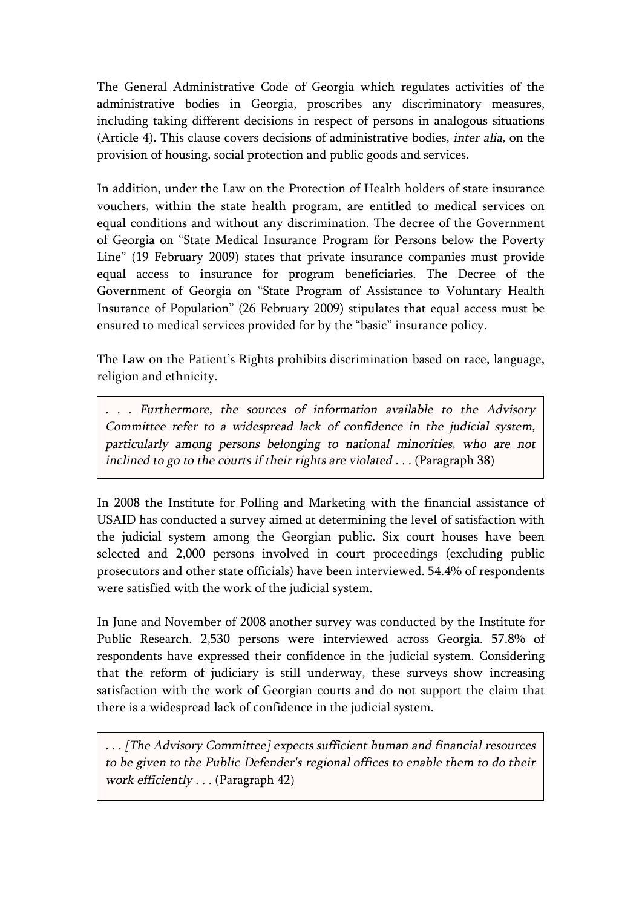The General Administrative Code of Georgia which regulates activities of the administrative bodies in Georgia, proscribes any discriminatory measures, including taking different decisions in respect of persons in analogous situations (Article 4). This clause covers decisions of administrative bodies, *inter alia,* on the provision of housing, social protection and public goods and services.

In addition, under the Law on the Protection of Health holders of state insurance vouchers, within the state health program, are entitled to medical services on equal conditions and without any discrimination. The decree of the Government of Georgia on "State Medical Insurance Program for Persons below the Poverty Line" (19 February 2009) states that private insurance companies must provide equal access to insurance for program beneficiaries. The Decree of the Government of Georgia on "State Program of Assistance to Voluntary Health Insurance of Population" (26 February 2009) stipulates that equal access must be ensured to medical services provided for by the "basic" insurance policy.

The Law on the Patient's Rights prohibits discrimination based on race, language, religion and ethnicity.

> *. . . Furthermore, the sources of information available to the Advisory Committee refer to a widespread lack of confidence in the judicial system, particularly among persons belonging to national minorities, who are not inclined to go to the courts if their rights are violated . . .* (Paragraph 38)

In 2008 the Institute for Polling and Marketing with the financial assistance of USAID has conducted a survey aimed at determining the level of satisfaction with the judicial system among the Georgian public. Six court houses have been selected and 2,000 persons involved in court proceedings (excluding public prosecutors and other state officials) have been interviewed. 54.4% of respondents were satisfied with the work of the judicial system.

In June and November of 2008 another survey was conducted by the Institute for Public Research. 2,530 persons were interviewed across Georgia. 57.8% of respondents have expressed their confidence in the judicial system. Considering that the reform of judiciary is still underway, these surveys show increasing satisfaction with the work of Georgian courts and do not support the claim that there is a widespread lack of confidence in the judicial system.

> *. . . [The Advisory Committee] expects sufficient human and financial resources to be given to the Public Defender's regional offices to enable them to do their work efficiently . . .* (Paragraph 42)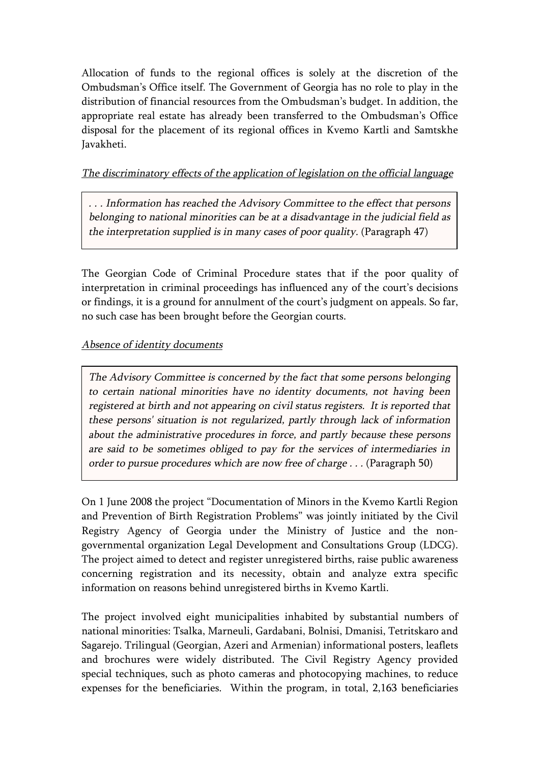Allocation of funds to the regional offices is solely at the discretion of the Ombudsman's Office itself. The Government of Georgia has no role to play in the distribution of financial resources from the Ombudsman's budget. In addition, the appropriate real estate has already been transferred to the Ombudsman's Office disposal for the placement of its regional offices in Kvemo Kartli and Samtskhe Javakheti.

*The discriminatory effects of the application of legislation on the official language*

> *. . . Information has reached the Advisory Committee to the effect that persons belonging to national minorities can be at a disadvantage in the judicial field as the interpretation supplied is in many cases of poor quality.* (Paragraph 47)

The Georgian Code of Criminal Procedure states that if the poor quality of interpretation in criminal proceedings has influenced any of the court's decisions or findings, it is a ground for annulment of the court's judgment on appeals. So far, no such case has been brought before the Georgian courts.

*Absence of identity documents*

> *The Advisory Committee is concerned by the fact that some persons belonging to certain national minorities have no identity documents, not having been registered at birth and not appearing on civil status registers. It is reported that these persons' situation is not regularized, partly through lack of information about the administrative procedures in force, and partly because these persons are said to be sometimes obliged to pay for the services of intermediaries in order to pursue procedures which are now free of charge . . .* (Paragraph 50)

On 1 June 2008 the project "Documentation of Minors in the Kvemo Kartli Region and Prevention of Birth Registration Problems" was jointly initiated by the Civil Registry Agency of Georgia under the Ministry of Justice and the non-governmental organization Legal Development and Consultations Group (LDCG). The project aimed to detect and register unregistered births, raise public awareness concerning registration and its necessity, obtain and analyze extra specific information on reasons behind unregistered births in Kvemo Kartli.

The project involved eight municipalities inhabited by substantial numbers of national minorities: Tsalka, Marneuli, Gardabani, Bolnisi, Dmanisi, Tetritskaro and Sagarejo. Trilingual (Georgian, Azeri and Armenian) informational posters, leaflets and brochures were widely distributed. The Civil Registry Agency provided special techniques, such as photo cameras and photocopying machines, to reduce expenses for the beneficiaries. Within the program, in total, 2,163 beneficiaries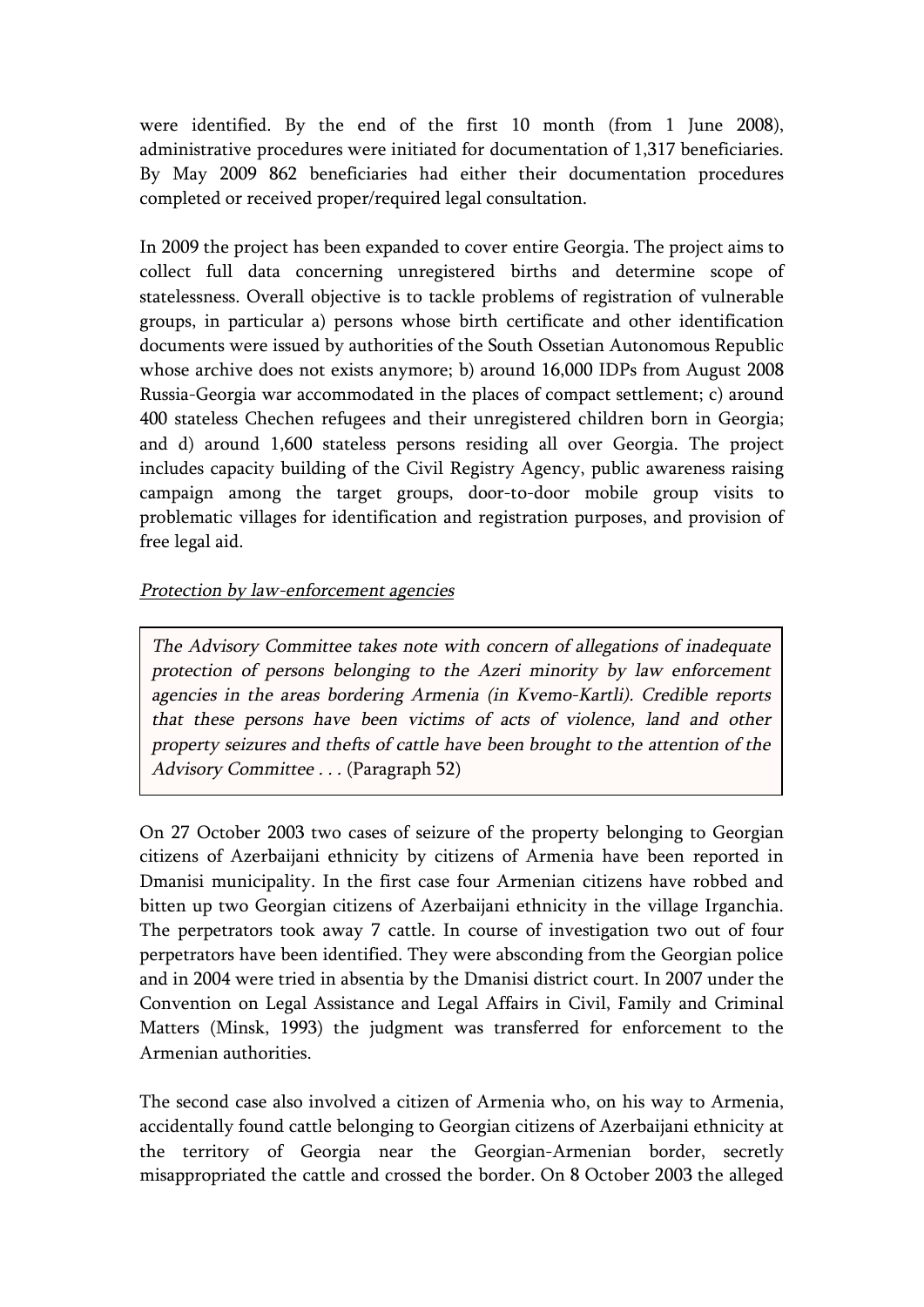were identified. By the end of the first 10 month (from 1 June 2008), administrative procedures were initiated for documentation of 1,317 beneficiaries. By May 2009 862 beneficiaries had either their documentation procedures completed or received proper/required legal consultation.

In 2009 the project has been expanded to cover entire Georgia. The project aims to collect full data concerning unregistered births and determine scope of statelessness. Overall objective is to tackle problems of registration of vulnerable groups, in particular a) persons whose birth certificate and other identification documents were issued by authorities of the South Ossetian Autonomous Republic whose archive does not exists anymore; b) around 16,000 IDPs from August 2008 Russia-Georgia war accommodated in the places of compact settlement; c) around 400 stateless Chechen refugees and their unregistered children born in Georgia; and d) around 1,600 stateless persons residing all over Georgia. The project includes capacity building of the Civil Registry Agency, public awareness raising campaign among the target groups, door-to-door mobile group visits to problematic villages for identification and registration purposes, and provision of free legal aid.

<u>*Protection by law-enforcement agencies*</u>

> *The Advisory Committee takes note with concern of allegations of inadequate protection of persons belonging to the Azeri minority by law enforcement agencies in the areas bordering Armenia (in Kvemo-Kartli). Credible reports that these persons have been victims of acts of violence, land and other property seizures and thefts of cattle have been brought to the attention of the Advisory Committee . . .* (Paragraph 52)

On 27 October 2003 two cases of seizure of the property belonging to Georgian citizens of Azerbaijani ethnicity by citizens of Armenia have been reported in Dmanisi municipality. In the first case four Armenian citizens have robbed and bitten up two Georgian citizens of Azerbaijani ethnicity in the village Irganchia. The perpetrators took away 7 cattle. In course of investigation two out of four perpetrators have been identified. They were absconding from the Georgian police and in 2004 were tried in absentia by the Dmanisi district court. In 2007 under the Convention on Legal Assistance and Legal Affairs in Civil, Family and Criminal Matters (Minsk, 1993) the judgment was transferred for enforcement to the Armenian authorities.

The second case also involved a citizen of Armenia who, on his way to Armenia, accidentally found cattle belonging to Georgian citizens of Azerbaijani ethnicity at the territory of Georgia near the Georgian-Armenian border, secretly misappropriated the cattle and crossed the border. On 8 October 2003 the alleged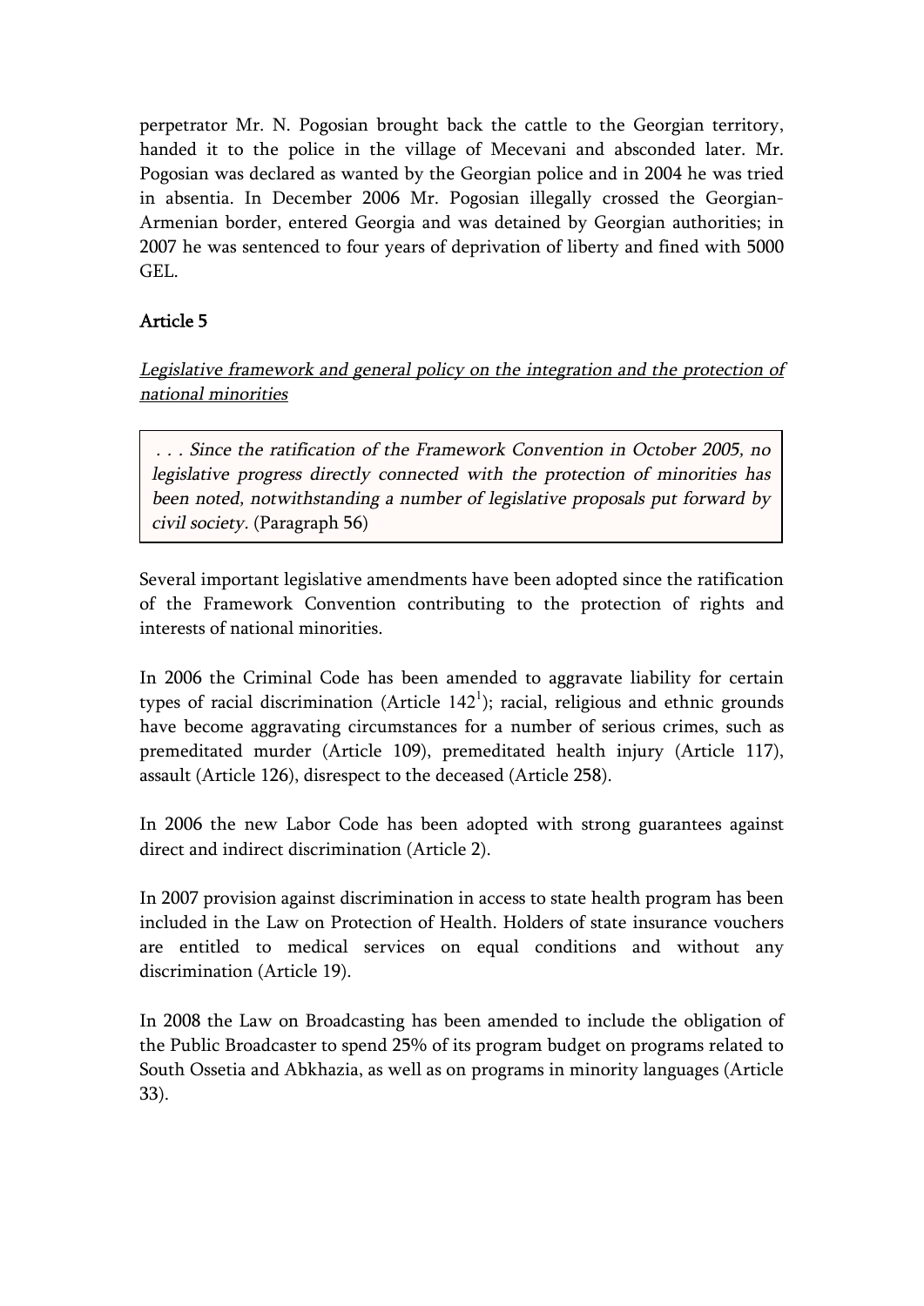perpetrator Mr. N. Pogosian brought back the cattle to the Georgian territory, handed it to the police in the village of Mecevani and absconded later. Mr. Pogosian was declared as wanted by the Georgian police and in 2004 he was tried in absentia. In December 2006 Mr. Pogosian illegally crossed the Georgian-Armenian border, entered Georgia and was detained by Georgian authorities; in 2007 he was sentenced to four years of deprivation of liberty and fined with 5000 GEL.

### Article 5

*Legislative framework and general policy on the integration and the protection of national minorities*

> *. . . Since the ratification of the Framework Convention in October 2005, no legislative progress directly connected with the protection of minorities has been noted, notwithstanding a number of legislative proposals put forward by civil society.* (Paragraph 56)

Several important legislative amendments have been adopted since the ratification of the Framework Convention contributing to the protection of rights and interests of national minorities.

In 2006 the Criminal Code has been amended to aggravate liability for certain types of racial discrimination (Article $142^1$); racial, religious and ethnic grounds have become aggravating circumstances for a number of serious crimes, such as premeditated murder (Article 109), premeditated health injury (Article 117), assault (Article 126), disrespect to the deceased (Article 258).

In 2006 the new Labor Code has been adopted with strong guarantees against direct and indirect discrimination (Article 2).

In 2007 provision against discrimination in access to state health program has been included in the Law on Protection of Health. Holders of state insurance vouchers are entitled to medical services on equal conditions and without any discrimination (Article 19).

In 2008 the Law on Broadcasting has been amended to include the obligation of the Public Broadcaster to spend 25% of its program budget on programs related to South Ossetia and Abkhazia, as well as on programs in minority languages (Article 33).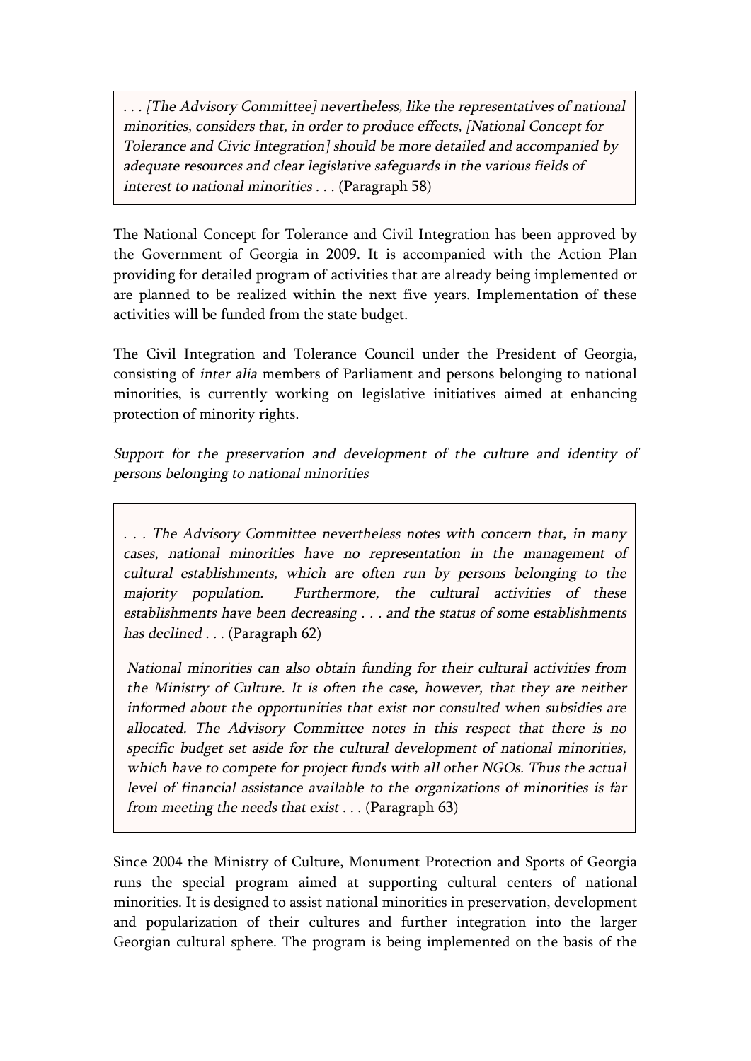> *. . . [The Advisory Committee] nevertheless, like the representatives of national minorities, considers that, in order to produce effects, [National Concept for Tolerance and Civic Integration] should be more detailed and accompanied by adequate resources and clear legislative safeguards in the various fields of interest to national minorities . . .* (Paragraph 58)

The National Concept for Tolerance and Civil Integration has been approved by the Government of Georgia in 2009. It is accompanied with the Action Plan providing for detailed program of activities that are already being implemented or are planned to be realized within the next five years. Implementation of these activities will be funded from the state budget.

The Civil Integration and Tolerance Council under the President of Georgia, consisting of *inter alia* members of Parliament and persons belonging to national minorities, is currently working on legislative initiatives aimed at enhancing protection of minority rights.

*Support for the preservation and development of the culture and identity of persons belonging to national minorities*

> *. . . The Advisory Committee nevertheless notes with concern that, in many cases, national minorities have no representation in the management of cultural establishments, which are often run by persons belonging to the majority population. Furthermore, the cultural activities of these establishments have been decreasing . . . and the status of some establishments has declined . . .* (Paragraph 62)
>
> *National minorities can also obtain funding for their cultural activities from the Ministry of Culture. It is often the case, however, that they are neither informed about the opportunities that exist nor consulted when subsidies are allocated. The Advisory Committee notes in this respect that there is no specific budget set aside for the cultural development of national minorities, which have to compete for project funds with all other NGOs. Thus the actual level of financial assistance available to the organizations of minorities is far from meeting the needs that exist . . .* (Paragraph 63)

Since 2004 the Ministry of Culture, Monument Protection and Sports of Georgia runs the special program aimed at supporting cultural centers of national minorities. It is designed to assist national minorities in preservation, development and popularization of their cultures and further integration into the larger Georgian cultural sphere. The program is being implemented on the basis of the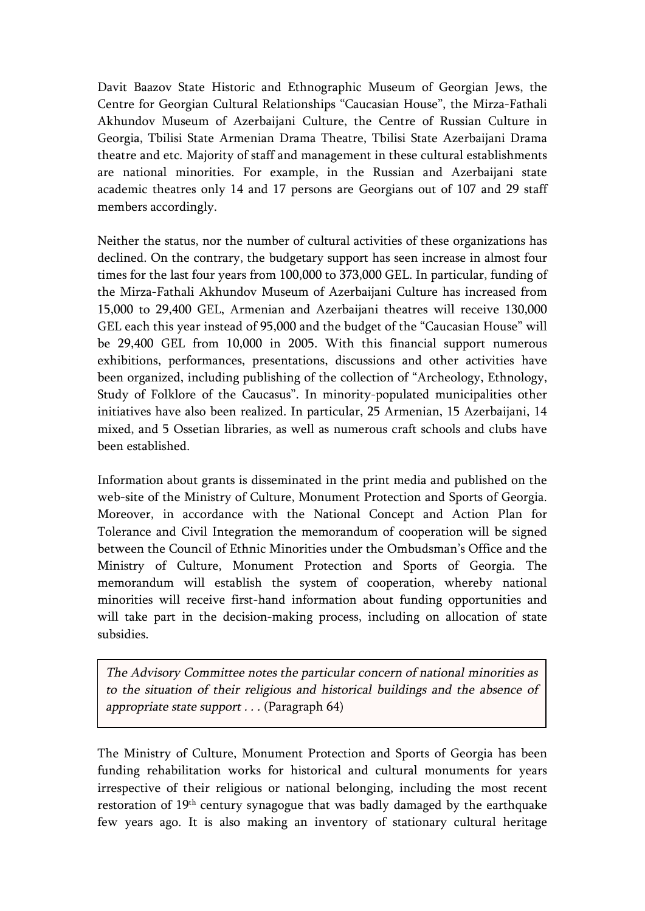Davit Baazov State Historic and Ethnographic Museum of Georgian Jews, the Centre for Georgian Cultural Relationships "Caucasian House", the Mirza-Fathali Akhundov Museum of Azerbaijani Culture, the Centre of Russian Culture in Georgia, Tbilisi State Armenian Drama Theatre, Tbilisi State Azerbaijani Drama theatre and etc. Majority of staff and management in these cultural establishments are national minorities. For example, in the Russian and Azerbaijani state academic theatres only 14 and 17 persons are Georgians out of 107 and 29 staff members accordingly.

Neither the status, nor the number of cultural activities of these organizations has declined. On the contrary, the budgetary support has seen increase in almost four times for the last four years from 100,000 to 373,000 GEL. In particular, funding of the Mirza-Fathali Akhundov Museum of Azerbaijani Culture has increased from 15,000 to 29,400 GEL, Armenian and Azerbaijani theatres will receive 130,000 GEL each this year instead of 95,000 and the budget of the "Caucasian House" will be 29,400 GEL from 10,000 in 2005. With this financial support numerous exhibitions, performances, presentations, discussions and other activities have been organized, including publishing of the collection of "Archeology, Ethnology, Study of Folklore of the Caucasus". In minority-populated municipalities other initiatives have also been realized. In particular, 25 Armenian, 15 Azerbaijani, 14 mixed, and 5 Ossetian libraries, as well as numerous craft schools and clubs have been established.

Information about grants is disseminated in the print media and published on the web-site of the Ministry of Culture, Monument Protection and Sports of Georgia. Moreover, in accordance with the National Concept and Action Plan for Tolerance and Civil Integration the memorandum of cooperation will be signed between the Council of Ethnic Minorities under the Ombudsman's Office and the Ministry of Culture, Monument Protection and Sports of Georgia. The memorandum will establish the system of cooperation, whereby national minorities will receive first-hand information about funding opportunities and will take part in the decision-making process, including on allocation of state subsidies.

> *The Advisory Committee notes the particular concern of national minorities as to the situation of their religious and historical buildings and the absence of appropriate state support . . .* (Paragraph 64)

The Ministry of Culture, Monument Protection and Sports of Georgia has been funding rehabilitation works for historical and cultural monuments for years irrespective of their religious or national belonging, including the most recent restoration of 19th century synagogue that was badly damaged by the earthquake few years ago. It is also making an inventory of stationary cultural heritage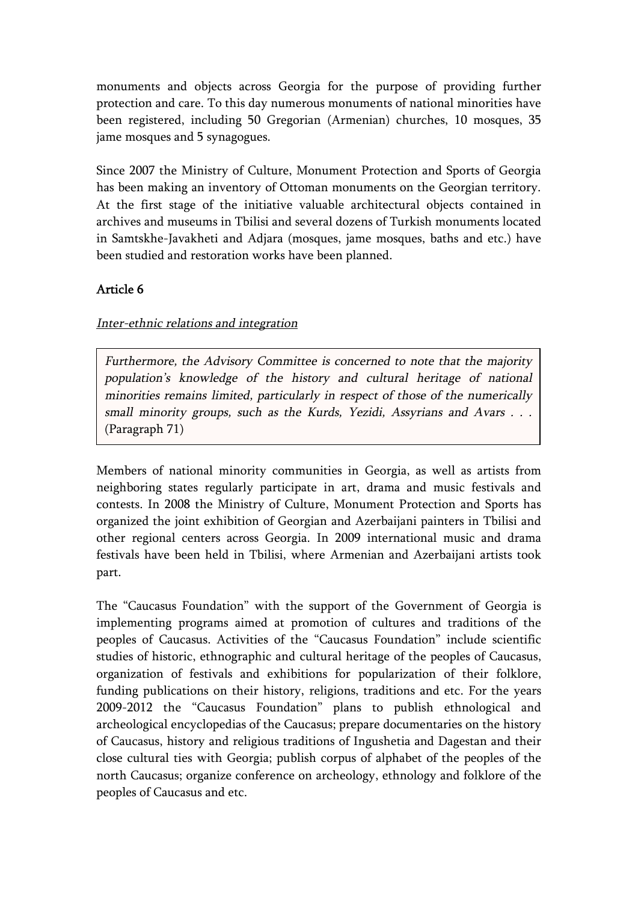monuments and objects across Georgia for the purpose of providing further protection and care. To this day numerous monuments of national minorities have been registered, including 50 Gregorian (Armenian) churches, 10 mosques, 35 jame mosques and 5 synagogues.

Since 2007 the Ministry of Culture, Monument Protection and Sports of Georgia has been making an inventory of Ottoman monuments on the Georgian territory. At the first stage of the initiative valuable architectural objects contained in archives and museums in Tbilisi and several dozens of Turkish monuments located in Samtskhe-Javakheti and Adjara (mosques, jame mosques, baths and etc.) have been studied and restoration works have been planned.

## Article 6

*Inter-ethnic relations and integration*

> *Furthermore, the Advisory Committee is concerned to note that the majority population's knowledge of the history and cultural heritage of national minorities remains limited, particularly in respect of those of the numerically small minority groups, such as the Kurds, Yezidi, Assyrians and Avars . . .* (Paragraph 71)

Members of national minority communities in Georgia, as well as artists from neighboring states regularly participate in art, drama and music festivals and contests. In 2008 the Ministry of Culture, Monument Protection and Sports has organized the joint exhibition of Georgian and Azerbaijani painters in Tbilisi and other regional centers across Georgia. In 2009 international music and drama festivals have been held in Tbilisi, where Armenian and Azerbaijani artists took part.

The "Caucasus Foundation" with the support of the Government of Georgia is implementing programs aimed at promotion of cultures and traditions of the peoples of Caucasus. Activities of the "Caucasus Foundation" include scientific studies of historic, ethnographic and cultural heritage of the peoples of Caucasus, organization of festivals and exhibitions for popularization of their folklore, funding publications on their history, religions, traditions and etc. For the years 2009-2012 the "Caucasus Foundation" plans to publish ethnological and archeological encyclopedias of the Caucasus; prepare documentaries on the history of Caucasus, history and religious traditions of Ingushetia and Dagestan and their close cultural ties with Georgia; publish corpus of alphabet of the peoples of the north Caucasus; organize conference on archeology, ethnology and folklore of the peoples of Caucasus and etc.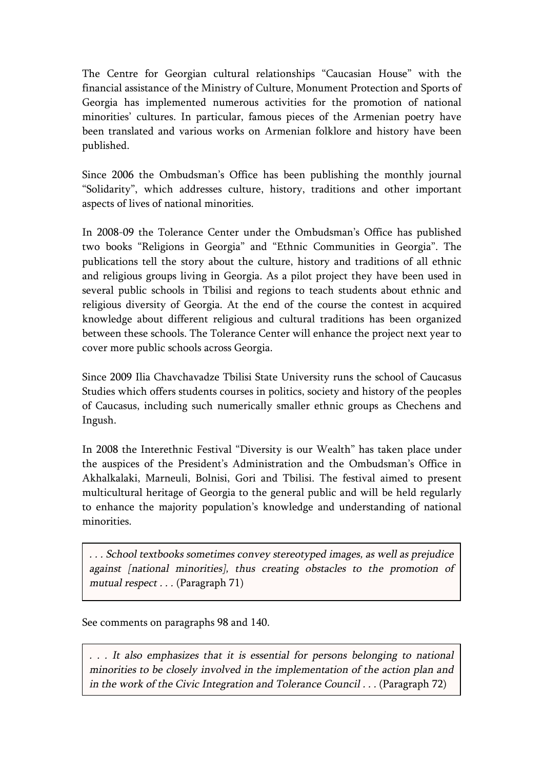The Centre for Georgian cultural relationships "Caucasian House" with the financial assistance of the Ministry of Culture, Monument Protection and Sports of Georgia has implemented numerous activities for the promotion of national minorities' cultures. In particular, famous pieces of the Armenian poetry have been translated and various works on Armenian folklore and history have been published.

Since 2006 the Ombudsman's Office has been publishing the monthly journal "Solidarity", which addresses culture, history, traditions and other important aspects of lives of national minorities.

In 2008-09 the Tolerance Center under the Ombudsman's Office has published two books "Religions in Georgia" and "Ethnic Communities in Georgia". The publications tell the story about the culture, history and traditions of all ethnic and religious groups living in Georgia. As a pilot project they have been used in several public schools in Tbilisi and regions to teach students about ethnic and religious diversity of Georgia. At the end of the course the contest in acquired knowledge about different religious and cultural traditions has been organized between these schools. The Tolerance Center will enhance the project next year to cover more public schools across Georgia.

Since 2009 Ilia Chavchavadze Tbilisi State University runs the school of Caucasus Studies which offers students courses in politics, society and history of the peoples of Caucasus, including such numerically smaller ethnic groups as Chechens and Ingush.

In 2008 the Interethnic Festival "Diversity is our Wealth" has taken place under the auspices of the President's Administration and the Ombudsman's Office in Akhalkalaki, Marneuli, Bolnisi, Gori and Tbilisi. The festival aimed to present multicultural heritage of Georgia to the general public and will be held regularly to enhance the majority population's knowledge and understanding of national minorities.

> *. . . School textbooks sometimes convey stereotyped images, as well as prejudice against [national minorities], thus creating obstacles to the promotion of mutual respect . . .* (Paragraph 71)

See comments on paragraphs 98 and 140.

> *. . . It also emphasizes that it is essential for persons belonging to national minorities to be closely involved in the implementation of the action plan and in the work of the Civic Integration and Tolerance Council . . .* (Paragraph 72)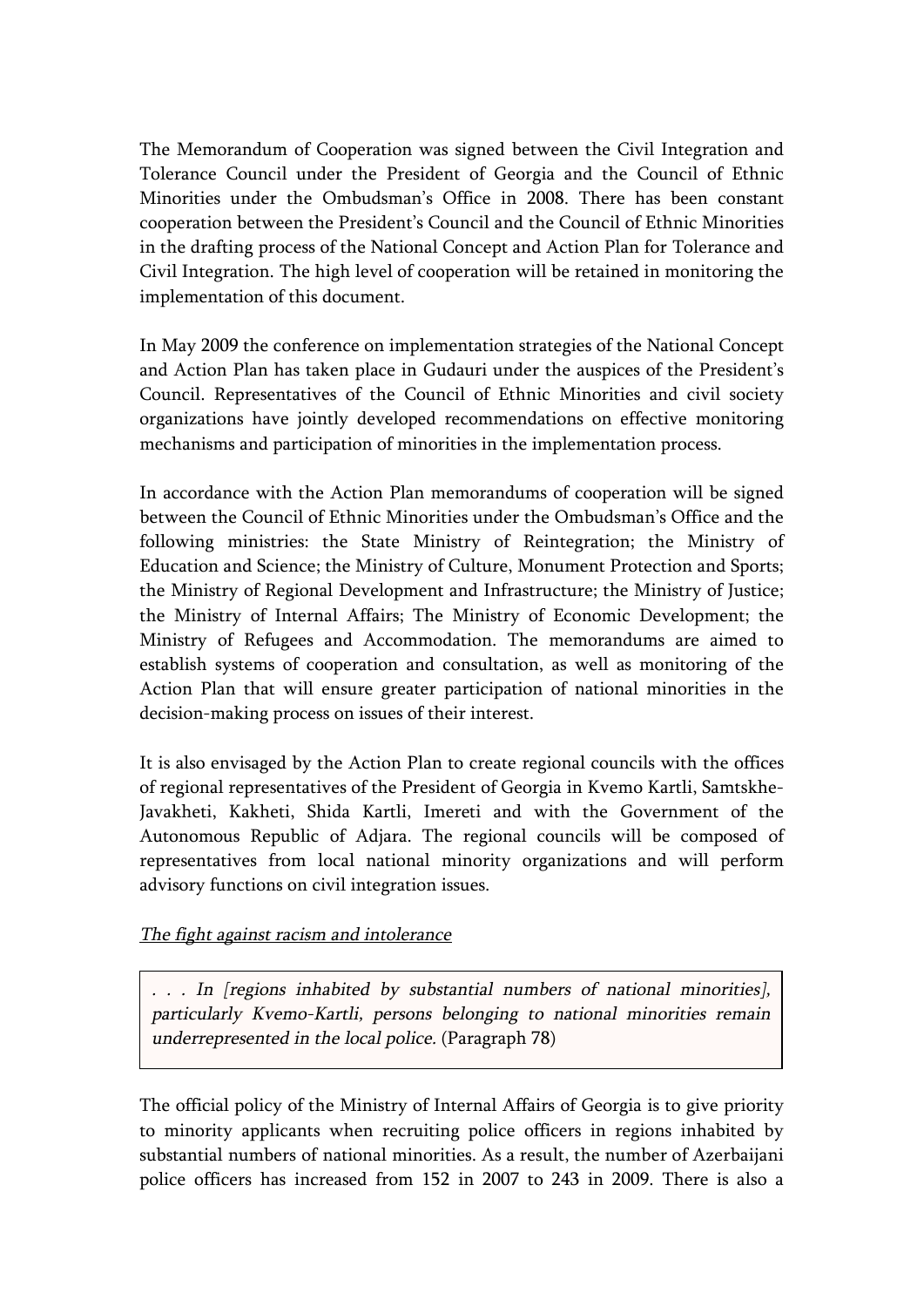The Memorandum of Cooperation was signed between the Civil Integration and Tolerance Council under the President of Georgia and the Council of Ethnic Minorities under the Ombudsman's Office in 2008. There has been constant cooperation between the President's Council and the Council of Ethnic Minorities in the drafting process of the National Concept and Action Plan for Tolerance and Civil Integration. The high level of cooperation will be retained in monitoring the implementation of this document.

In May 2009 the conference on implementation strategies of the National Concept and Action Plan has taken place in Gudauri under the auspices of the President's Council. Representatives of the Council of Ethnic Minorities and civil society organizations have jointly developed recommendations on effective monitoring mechanisms and participation of minorities in the implementation process.

In accordance with the Action Plan memorandums of cooperation will be signed between the Council of Ethnic Minorities under the Ombudsman's Office and the following ministries: the State Ministry of Reintegration; the Ministry of Education and Science; the Ministry of Culture, Monument Protection and Sports; the Ministry of Regional Development and Infrastructure; the Ministry of Justice; the Ministry of Internal Affairs; The Ministry of Economic Development; the Ministry of Refugees and Accommodation. The memorandums are aimed to establish systems of cooperation and consultation, as well as monitoring of the Action Plan that will ensure greater participation of national minorities in the decision-making process on issues of their interest.

It is also envisaged by the Action Plan to create regional councils with the offices of regional representatives of the President of Georgia in Kvemo Kartli, Samtskhe-Javakheti, Kakheti, Shida Kartli, Imereti and with the Government of the Autonomous Republic of Adjara. The regional councils will be composed of representatives from local national minority organizations and will perform advisory functions on civil integration issues.

_The fight against racism and intolerance_

> *. . . In [regions inhabited by substantial numbers of national minorities], particularly Kvemo-Kartli, persons belonging to national minorities remain underrepresented in the local police.* (Paragraph 78)

The official policy of the Ministry of Internal Affairs of Georgia is to give priority to minority applicants when recruiting police officers in regions inhabited by substantial numbers of national minorities. As a result, the number of Azerbaijani police officers has increased from 152 in 2007 to 243 in 2009. There is also a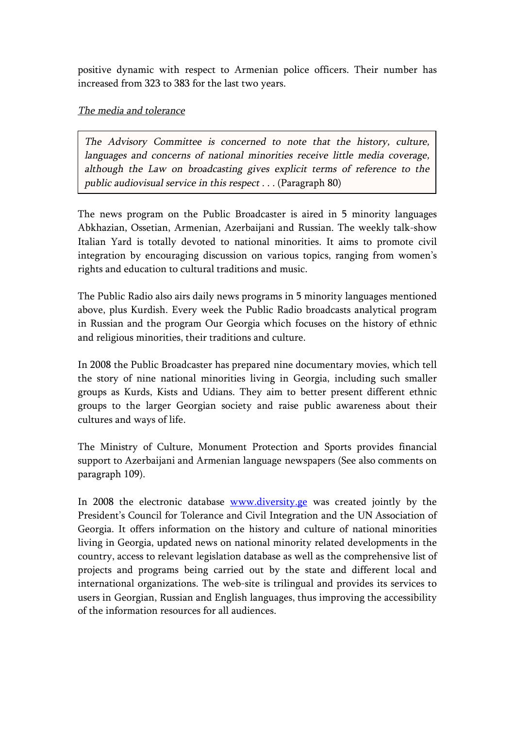positive dynamic with respect to Armenian police officers. Their number has increased from 323 to 383 for the last two years.

*The media and tolerance*

> *The Advisory Committee is concerned to note that the history, culture, languages and concerns of national minorities receive little media coverage, although the Law on broadcasting gives explicit terms of reference to the public audiovisual service in this respect . . .* (Paragraph 80)

The news program on the Public Broadcaster is aired in 5 minority languages Abkhazian, Ossetian, Armenian, Azerbaijani and Russian. The weekly talk-show Italian Yard is totally devoted to national minorities. It aims to promote civil integration by encouraging discussion on various topics, ranging from women's rights and education to cultural traditions and music.

The Public Radio also airs daily news programs in 5 minority languages mentioned above, plus Kurdish. Every week the Public Radio broadcasts analytical program in Russian and the program Our Georgia which focuses on the history of ethnic and religious minorities, their traditions and culture.

In 2008 the Public Broadcaster has prepared nine documentary movies, which tell the story of nine national minorities living in Georgia, including such smaller groups as Kurds, Kists and Udians. They aim to better present different ethnic groups to the larger Georgian society and raise public awareness about their cultures and ways of life.

The Ministry of Culture, Monument Protection and Sports provides financial support to Azerbaijani and Armenian language newspapers (See also comments on paragraph 109).

In 2008 the electronic database [www.diversity.ge](http://www.diversity.ge) was created jointly by the President's Council for Tolerance and Civil Integration and the UN Association of Georgia. It offers information on the history and culture of national minorities living in Georgia, updated news on national minority related developments in the country, access to relevant legislation database as well as the comprehensive list of projects and programs being carried out by the state and different local and international organizations. The web-site is trilingual and provides its services to users in Georgian, Russian and English languages, thus improving the accessibility of the information resources for all audiences.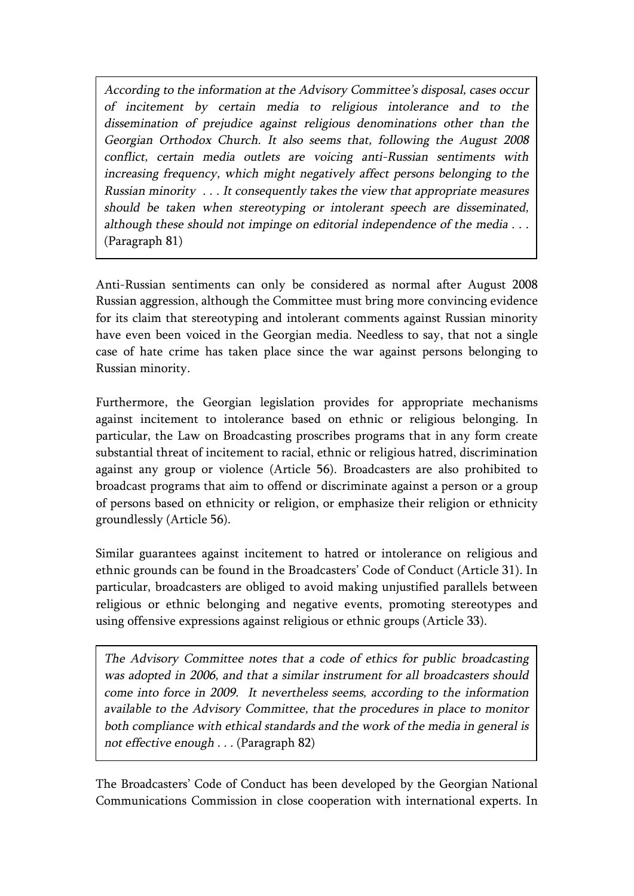> *According to the information at the Advisory Committee's disposal, cases occur of incitement by certain media to religious intolerance and to the dissemination of prejudice against religious denominations other than the Georgian Orthodox Church. It also seems that, following the August 2008 conflict, certain media outlets are voicing anti-Russian sentiments with increasing frequency, which might negatively affect persons belonging to the Russian minority . . . It consequently takes the view that appropriate measures should be taken when stereotyping or intolerant speech are disseminated, although these should not impinge on editorial independence of the media . . .* (Paragraph 81)

Anti-Russian sentiments can only be considered as normal after August 2008 Russian aggression, although the Committee must bring more convincing evidence for its claim that stereotyping and intolerant comments against Russian minority have even been voiced in the Georgian media. Needless to say, that not a single case of hate crime has taken place since the war against persons belonging to Russian minority.

Furthermore, the Georgian legislation provides for appropriate mechanisms against incitement to intolerance based on ethnic or religious belonging. In particular, the Law on Broadcasting proscribes programs that in any form create substantial threat of incitement to racial, ethnic or religious hatred, discrimination against any group or violence (Article 56). Broadcasters are also prohibited to broadcast programs that aim to offend or discriminate against a person or a group of persons based on ethnicity or religion, or emphasize their religion or ethnicity groundlessly (Article 56).

Similar guarantees against incitement to hatred or intolerance on religious and ethnic grounds can be found in the Broadcasters' Code of Conduct (Article 31). In particular, broadcasters are obliged to avoid making unjustified parallels between religious or ethnic belonging and negative events, promoting stereotypes and using offensive expressions against religious or ethnic groups (Article 33).

> *The Advisory Committee notes that a code of ethics for public broadcasting was adopted in 2006, and that a similar instrument for all broadcasters should come into force in 2009. It nevertheless seems, according to the information available to the Advisory Committee, that the procedures in place to monitor both compliance with ethical standards and the work of the media in general is not effective enough . . .* (Paragraph 82)

The Broadcasters' Code of Conduct has been developed by the Georgian National Communications Commission in close cooperation with international experts. In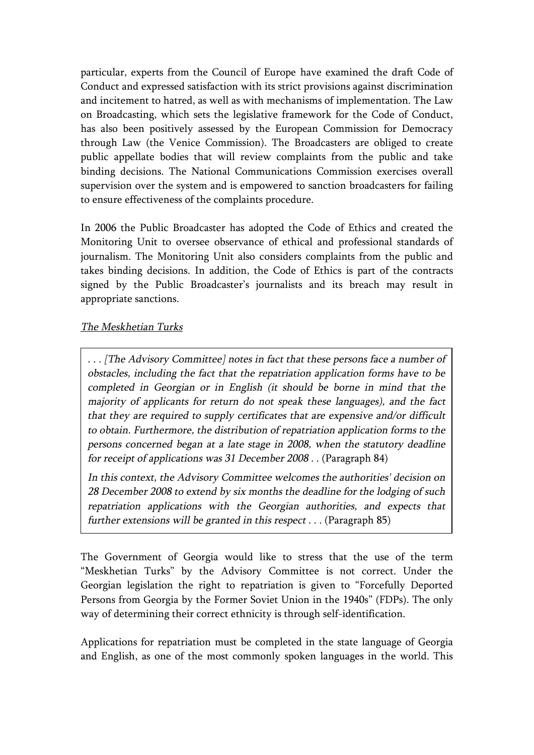particular, experts from the Council of Europe have examined the draft Code of Conduct and expressed satisfaction with its strict provisions against discrimination and incitement to hatred, as well as with mechanisms of implementation. The Law on Broadcasting, which sets the legislative framework for the Code of Conduct, has also been positively assessed by the European Commission for Democracy through Law (the Venice Commission). The Broadcasters are obliged to create public appellate bodies that will review complaints from the public and take binding decisions. The National Communications Commission exercises overall supervision over the system and is empowered to sanction broadcasters for failing to ensure effectiveness of the complaints procedure.

In 2006 the Public Broadcaster has adopted the Code of Ethics and created the Monitoring Unit to oversee observance of ethical and professional standards of journalism. The Monitoring Unit also considers complaints from the public and takes binding decisions. In addition, the Code of Ethics is part of the contracts signed by the Public Broadcaster's journalists and its breach may result in appropriate sanctions.

*The Meskhetian Turks*

> *. . . [The Advisory Committee] notes in fact that these persons face a number of obstacles, including the fact that the repatriation application forms have to be completed in Georgian or in English (it should be borne in mind that the majority of applicants for return do not speak these languages), and the fact that they are required to supply certificates that are expensive and/or difficult to obtain. Furthermore, the distribution of repatriation application forms to the persons concerned began at a late stage in 2008, when the statutory deadline for receipt of applications was 31 December 2008 . .* (Paragraph 84)
>
> *In this context, the Advisory Committee welcomes the authorities' decision on 28 December 2008 to extend by six months the deadline for the lodging of such repatriation applications with the Georgian authorities, and expects that further extensions will be granted in this respect . . .* (Paragraph 85)

The Government of Georgia would like to stress that the use of the term "Meskhetian Turks" by the Advisory Committee is not correct. Under the Georgian legislation the right to repatriation is given to "Forcefully Deported Persons from Georgia by the Former Soviet Union in the 1940s" (FDPs). The only way of determining their correct ethnicity is through self-identification.

Applications for repatriation must be completed in the state language of Georgia and English, as one of the most commonly spoken languages in the world. This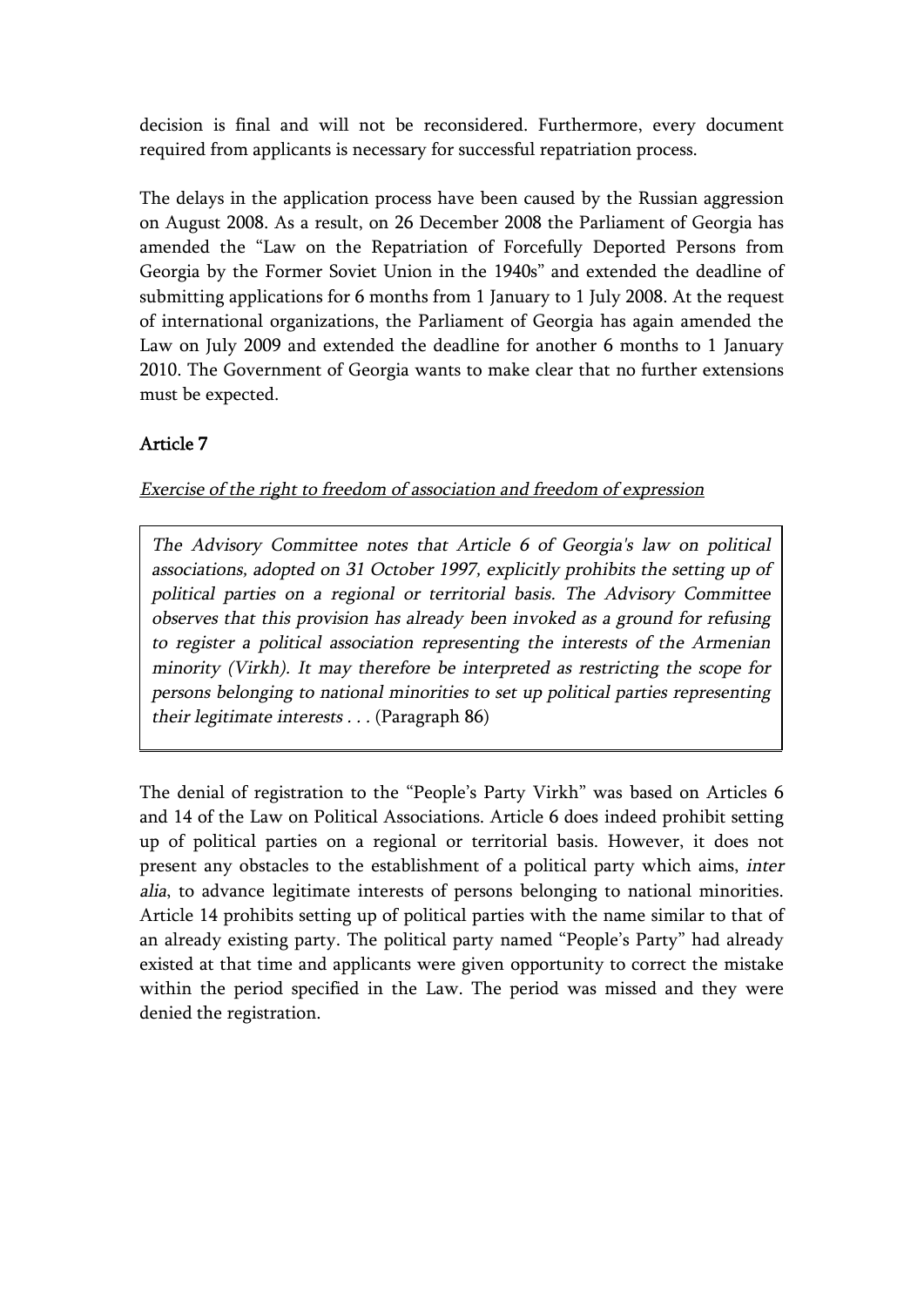decision is final and will not be reconsidered. Furthermore, every document required from applicants is necessary for successful repatriation process.

The delays in the application process have been caused by the Russian aggression on August 2008. As a result, on 26 December 2008 the Parliament of Georgia has amended the "Law on the Repatriation of Forcefully Deported Persons from Georgia by the Former Soviet Union in the 1940s" and extended the deadline of submitting applications for 6 months from 1 January to 1 July 2008. At the request of international organizations, the Parliament of Georgia has again amended the Law on July 2009 and extended the deadline for another 6 months to 1 January 2010. The Government of Georgia wants to make clear that no further extensions must be expected.

## Article 7

*Exercise of the right to freedom of association and freedom of expression*

> *The Advisory Committee notes that Article 6 of Georgia's law on political associations, adopted on 31 October 1997, explicitly prohibits the setting up of political parties on a regional or territorial basis. The Advisory Committee observes that this provision has already been invoked as a ground for refusing to register a political association representing the interests of the Armenian minority (Virkh). It may therefore be interpreted as restricting the scope for persons belonging to national minorities to set up political parties representing their legitimate interests . . .* (Paragraph 86)

The denial of registration to the "People's Party Virkh" was based on Articles 6 and 14 of the Law on Political Associations. Article 6 does indeed prohibit setting up of political parties on a regional or territorial basis. However, it does not present any obstacles to the establishment of a political party which aims, *inter alia*, to advance legitimate interests of persons belonging to national minorities. Article 14 prohibits setting up of political parties with the name similar to that of an already existing party. The political party named "People's Party" had already existed at that time and applicants were given opportunity to correct the mistake within the period specified in the Law. The period was missed and they were denied the registration.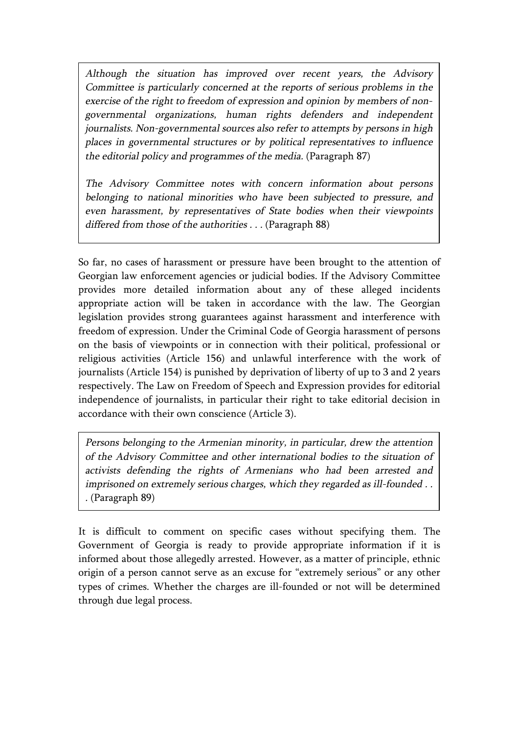> *Although the situation has improved over recent years, the Advisory Committee is particularly concerned at the reports of serious problems in the exercise of the right to freedom of expression and opinion by members of non-governmental organizations, human rights defenders and independent journalists. Non-governmental sources also refer to attempts by persons in high places in governmental structures or by political representatives to influence the editorial policy and programmes of the media.* (Paragraph 87)
>
> *The Advisory Committee notes with concern information about persons belonging to national minorities who have been subjected to pressure, and even harassment, by representatives of State bodies when their viewpoints differed from those of the authorities . . .* (Paragraph 88)

So far, no cases of harassment or pressure have been brought to the attention of Georgian law enforcement agencies or judicial bodies. If the Advisory Committee provides more detailed information about any of these alleged incidents appropriate action will be taken in accordance with the law. The Georgian legislation provides strong guarantees against harassment and interference with freedom of expression. Under the Criminal Code of Georgia harassment of persons on the basis of viewpoints or in connection with their political, professional or religious activities (Article 156) and unlawful interference with the work of journalists (Article 154) is punished by deprivation of liberty of up to 3 and 2 years respectively. The Law on Freedom of Speech and Expression provides for editorial independence of journalists, in particular their right to take editorial decision in accordance with their own conscience (Article 3).

> *Persons belonging to the Armenian minority, in particular, drew the attention of the Advisory Committee and other international bodies to the situation of activists defending the rights of Armenians who had been arrested and imprisoned on extremely serious charges, which they regarded as ill-founded . . .* (Paragraph 89)

It is difficult to comment on specific cases without specifying them. The Government of Georgia is ready to provide appropriate information if it is informed about those allegedly arrested. However, as a matter of principle, ethnic origin of a person cannot serve as an excuse for "extremely serious" or any other types of crimes. Whether the charges are ill-founded or not will be determined through due legal process.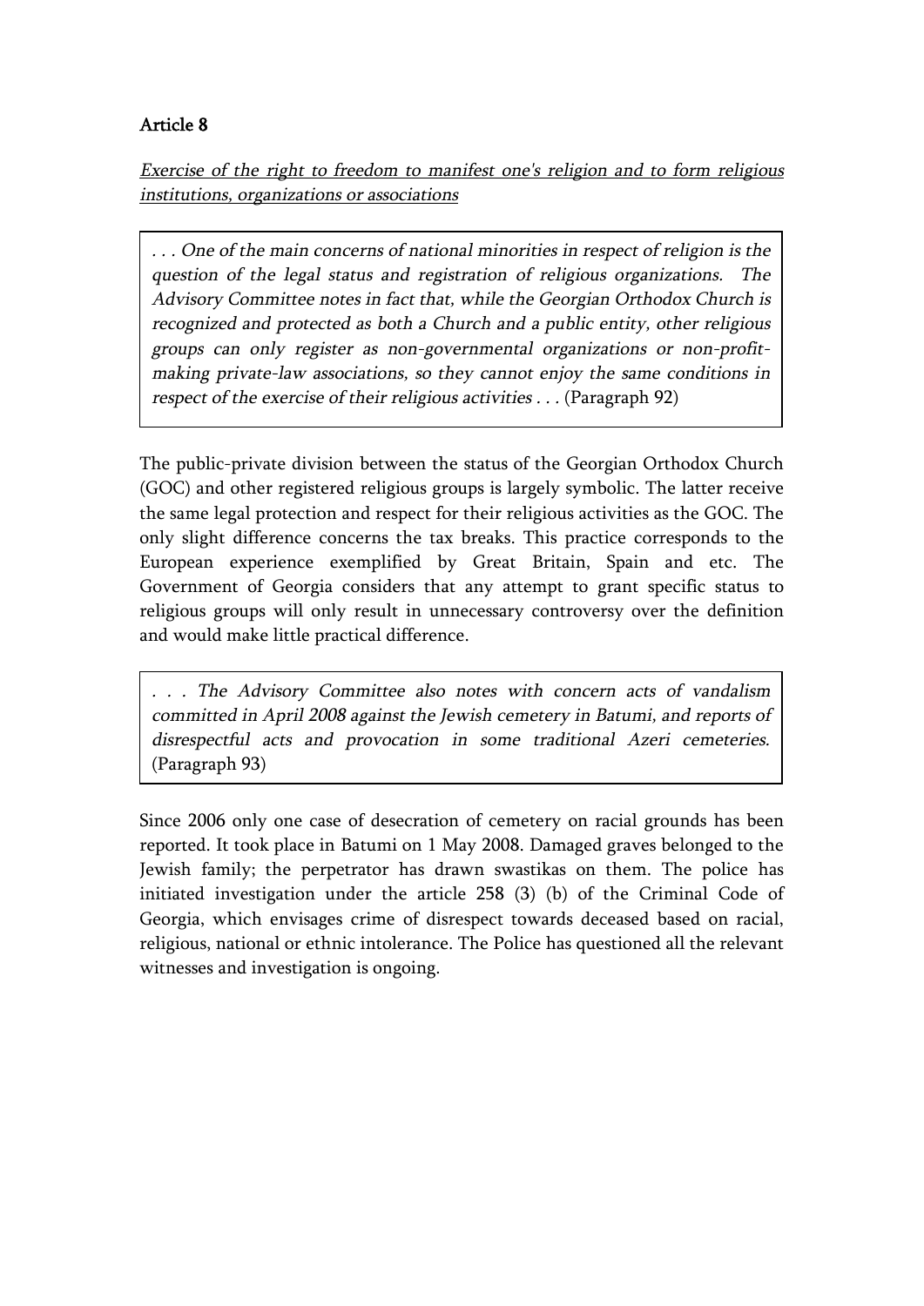## Article 8

*Exercise of the right to freedom to manifest one's religion and to form religious institutions, organizations or associations*

> *. . . One of the main concerns of national minorities in respect of religion is the question of the legal status and registration of religious organizations. The Advisory Committee notes in fact that, while the Georgian Orthodox Church is recognized and protected as both a Church and a public entity, other religious groups can only register as non-governmental organizations or non-profit-making private-law associations, so they cannot enjoy the same conditions in respect of the exercise of their religious activities . . .* (Paragraph 92)

The public-private division between the status of the Georgian Orthodox Church (GOC) and other registered religious groups is largely symbolic. The latter receive the same legal protection and respect for their religious activities as the GOC. The only slight difference concerns the tax breaks. This practice corresponds to the European experience exemplified by Great Britain, Spain and etc. The Government of Georgia considers that any attempt to grant specific status to religious groups will only result in unnecessary controversy over the definition and would make little practical difference.

> *. . . The Advisory Committee also notes with concern acts of vandalism committed in April 2008 against the Jewish cemetery in Batumi, and reports of disrespectful acts and provocation in some traditional Azeri cemeteries.* (Paragraph 93)

Since 2006 only one case of desecration of cemetery on racial grounds has been reported. It took place in Batumi on 1 May 2008. Damaged graves belonged to the Jewish family; the perpetrator has drawn swastikas on them. The police has initiated investigation under the article 258 (3) (b) of the Criminal Code of Georgia, which envisages crime of disrespect towards deceased based on racial, religious, national or ethnic intolerance. The Police has questioned all the relevant witnesses and investigation is ongoing.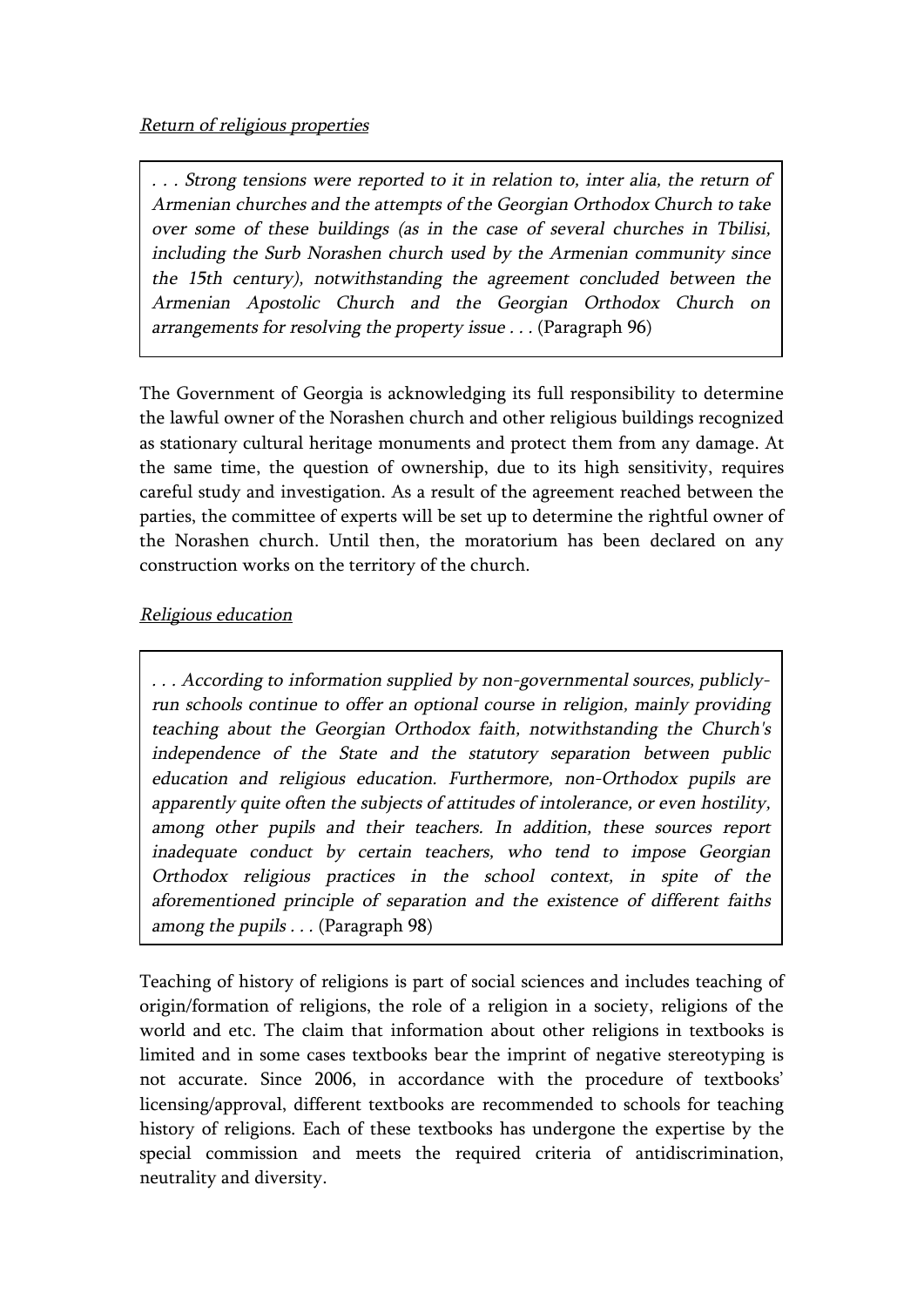*Return of religious properties*

> *. . . Strong tensions were reported to it in relation to, inter alia, the return of Armenian churches and the attempts of the Georgian Orthodox Church to take over some of these buildings (as in the case of several churches in Tbilisi, including the Surb Norashen church used by the Armenian community since the 15th century), notwithstanding the agreement concluded between the Armenian Apostolic Church and the Georgian Orthodox Church on arrangements for resolving the property issue . . .* (Paragraph 96)

The Government of Georgia is acknowledging its full responsibility to determine the lawful owner of the Norashen church and other religious buildings recognized as stationary cultural heritage monuments and protect them from any damage. At the same time, the question of ownership, due to its high sensitivity, requires careful study and investigation. As a result of the agreement reached between the parties, the committee of experts will be set up to determine the rightful owner of the Norashen church. Until then, the moratorium has been declared on any construction works on the territory of the church.

*Religious education*

> *. . . According to information supplied by non-governmental sources, publicly-run schools continue to offer an optional course in religion, mainly providing teaching about the Georgian Orthodox faith, notwithstanding the Church's independence of the State and the statutory separation between public education and religious education. Furthermore, non-Orthodox pupils are apparently quite often the subjects of attitudes of intolerance, or even hostility, among other pupils and their teachers. In addition, these sources report inadequate conduct by certain teachers, who tend to impose Georgian Orthodox religious practices in the school context, in spite of the aforementioned principle of separation and the existence of different faiths among the pupils . . .* (Paragraph 98)

Teaching of history of religions is part of social sciences and includes teaching of origin/formation of religions, the role of a religion in a society, religions of the world and etc. The claim that information about other religions in textbooks is limited and in some cases textbooks bear the imprint of negative stereotyping is not accurate. Since 2006, in accordance with the procedure of textbooks' licensing/approval, different textbooks are recommended to schools for teaching history of religions. Each of these textbooks has undergone the expertise by the special commission and meets the required criteria of antidiscrimination, neutrality and diversity.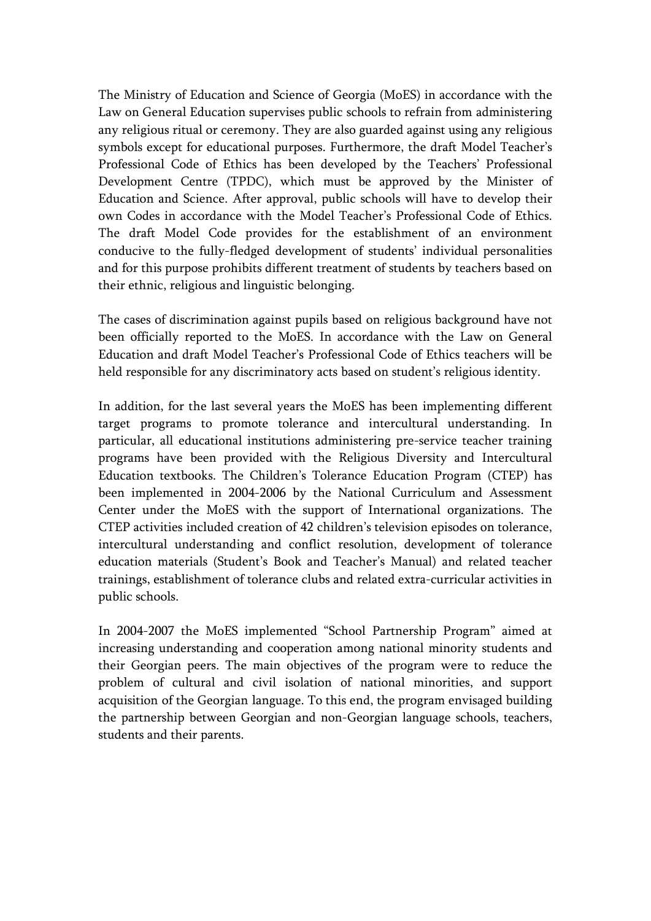The Ministry of Education and Science of Georgia (MoES) in accordance with the Law on General Education supervises public schools to refrain from administering any religious ritual or ceremony. They are also guarded against using any religious symbols except for educational purposes. Furthermore, the draft Model Teacher's Professional Code of Ethics has been developed by the Teachers' Professional Development Centre (TPDC), which must be approved by the Minister of Education and Science. After approval, public schools will have to develop their own Codes in accordance with the Model Teacher's Professional Code of Ethics. The draft Model Code provides for the establishment of an environment conducive to the fully-fledged development of students' individual personalities and for this purpose prohibits different treatment of students by teachers based on their ethnic, religious and linguistic belonging.

The cases of discrimination against pupils based on religious background have not been officially reported to the MoES. In accordance with the Law on General Education and draft Model Teacher's Professional Code of Ethics teachers will be held responsible for any discriminatory acts based on student's religious identity.

In addition, for the last several years the MoES has been implementing different target programs to promote tolerance and intercultural understanding. In particular, all educational institutions administering pre-service teacher training programs have been provided with the Religious Diversity and Intercultural Education textbooks. The Children's Tolerance Education Program (CTEP) has been implemented in 2004-2006 by the National Curriculum and Assessment Center under the MoES with the support of International organizations. The CTEP activities included creation of 42 children's television episodes on tolerance, intercultural understanding and conflict resolution, development of tolerance education materials (Student's Book and Teacher's Manual) and related teacher trainings, establishment of tolerance clubs and related extra-curricular activities in public schools.

In 2004-2007 the MoES implemented "School Partnership Program" aimed at increasing understanding and cooperation among national minority students and their Georgian peers. The main objectives of the program were to reduce the problem of cultural and civil isolation of national minorities, and support acquisition of the Georgian language. To this end, the program envisaged building the partnership between Georgian and non-Georgian language schools, teachers, students and their parents.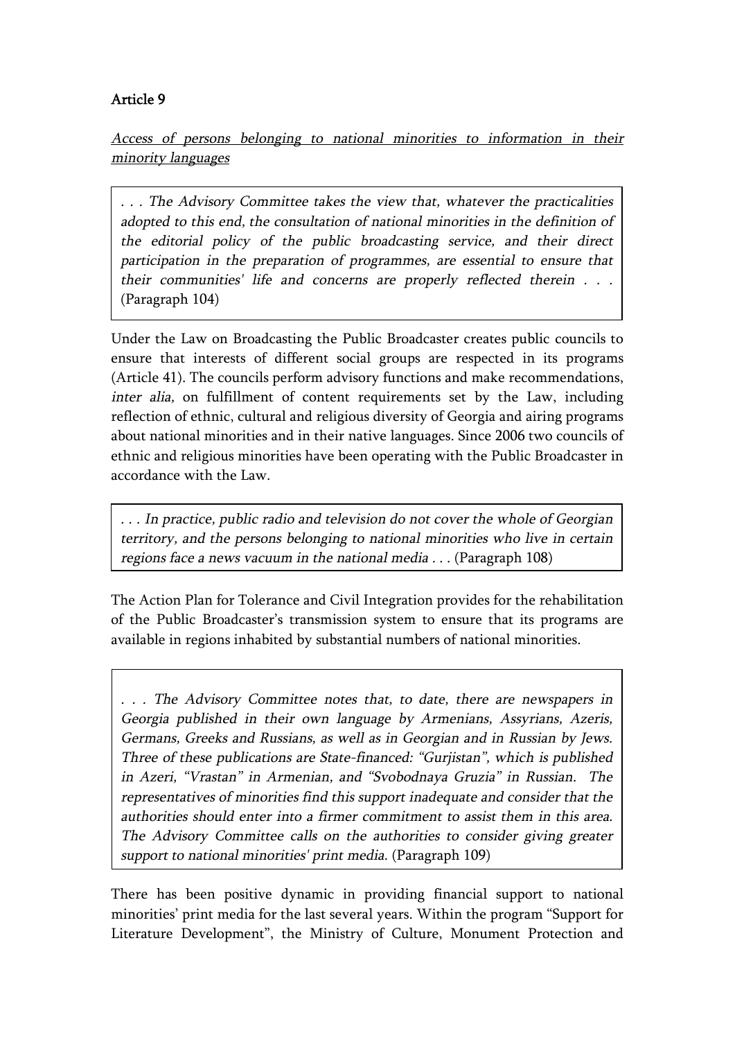## Article 9

*Access of persons belonging to national minorities to information in their minority languages*

> *. . . The Advisory Committee takes the view that, whatever the practicalities adopted to this end, the consultation of national minorities in the definition of the editorial policy of the public broadcasting service, and their direct participation in the preparation of programmes, are essential to ensure that their communities' life and concerns are properly reflected therein . . .* (Paragraph 104)

Under the Law on Broadcasting the Public Broadcaster creates public councils to ensure that interests of different social groups are respected in its programs (Article 41). The councils perform advisory functions and make recommendations, *inter alia,* on fulfillment of content requirements set by the Law, including reflection of ethnic, cultural and religious diversity of Georgia and airing programs about national minorities and in their native languages. Since 2006 two councils of ethnic and religious minorities have been operating with the Public Broadcaster in accordance with the Law.

> *. . . In practice, public radio and television do not cover the whole of Georgian territory, and the persons belonging to national minorities who live in certain regions face a news vacuum in the national media . . .* (Paragraph 108)

The Action Plan for Tolerance and Civil Integration provides for the rehabilitation of the Public Broadcaster's transmission system to ensure that its programs are available in regions inhabited by substantial numbers of national minorities.

> *. . . The Advisory Committee notes that, to date, there are newspapers in Georgia published in their own language by Armenians, Assyrians, Azeris, Germans, Greeks and Russians, as well as in Georgian and in Russian by Jews. Three of these publications are State-financed: "Gurjistan", which is published in Azeri, "Vrastan" in Armenian, and "Svobodnaya Gruzia" in Russian. The representatives of minorities find this support inadequate and consider that the authorities should enter into a firmer commitment to assist them in this area. The Advisory Committee calls on the authorities to consider giving greater support to national minorities' print media.* (Paragraph 109)

There has been positive dynamic in providing financial support to national minorities' print media for the last several years. Within the program "Support for Literature Development", the Ministry of Culture, Monument Protection and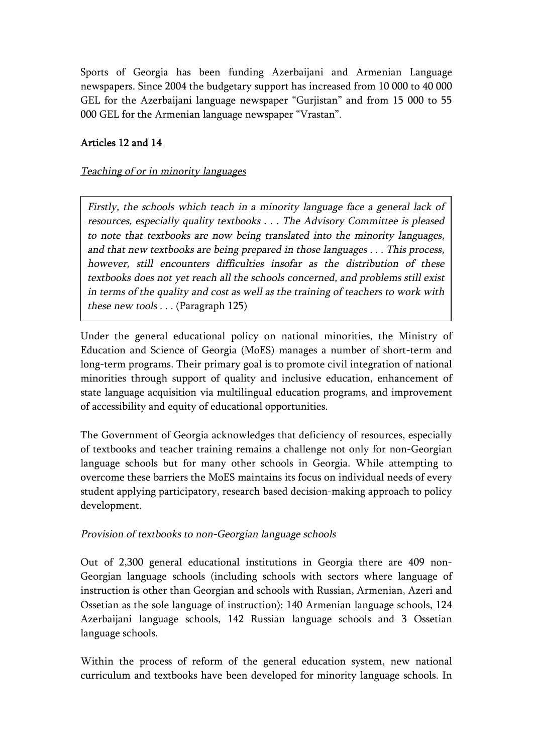Sports of Georgia has been funding Azerbaijani and Armenian Language newspapers. Since 2004 the budgetary support has increased from 10 000 to 40 000 GEL for the Azerbaijani language newspaper "Gurjistan" and from 15 000 to 55 000 GEL for the Armenian language newspaper "Vrastan".

## Articles 12 and 14

*Teaching of or in minority languages*

> *Firstly, the schools which teach in a minority language face a general lack of resources, especially quality textbooks . . . The Advisory Committee is pleased to note that textbooks are now being translated into the minority languages, and that new textbooks are being prepared in those languages . . . This process, however, still encounters difficulties insofar as the distribution of these textbooks does not yet reach all the schools concerned, and problems still exist in terms of the quality and cost as well as the training of teachers to work with these new tools . . .* (Paragraph 125)

Under the general educational policy on national minorities, the Ministry of Education and Science of Georgia (MoES) manages a number of short-term and long-term programs. Their primary goal is to promote civil integration of national minorities through support of quality and inclusive education, enhancement of state language acquisition via multilingual education programs, and improvement of accessibility and equity of educational opportunities.

The Government of Georgia acknowledges that deficiency of resources, especially of textbooks and teacher training remains a challenge not only for non-Georgian language schools but for many other schools in Georgia. While attempting to overcome these barriers the MoES maintains its focus on individual needs of every student applying participatory, research based decision-making approach to policy development.

*Provision of textbooks to non-Georgian language schools*

Out of 2,300 general educational institutions in Georgia there are 409 non-Georgian language schools (including schools with sectors where language of instruction is other than Georgian and schools with Russian, Armenian, Azeri and Ossetian as the sole language of instruction): 140 Armenian language schools, 124 Azerbaijani language schools, 142 Russian language schools and 3 Ossetian language schools.

Within the process of reform of the general education system, new national curriculum and textbooks have been developed for minority language schools. In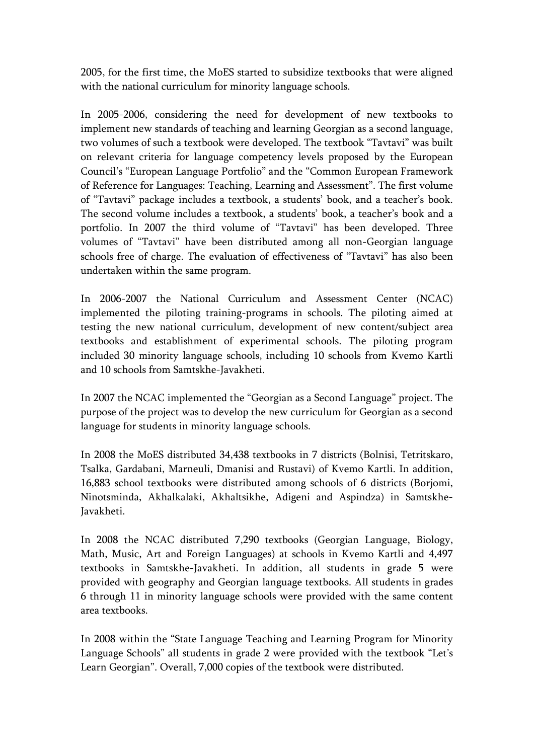2005, for the first time, the MoES started to subsidize textbooks that were aligned with the national curriculum for minority language schools.

In 2005-2006, considering the need for development of new textbooks to implement new standards of teaching and learning Georgian as a second language, two volumes of such a textbook were developed. The textbook "Tavtavi" was built on relevant criteria for language competency levels proposed by the European Council's "European Language Portfolio" and the "Common European Framework of Reference for Languages: Teaching, Learning and Assessment". The first volume of "Tavtavi" package includes a textbook, a students' book, and a teacher's book. The second volume includes a textbook, a students' book, a teacher's book and a portfolio. In 2007 the third volume of "Tavtavi" has been developed. Three volumes of "Tavtavi" have been distributed among all non-Georgian language schools free of charge. The evaluation of effectiveness of "Tavtavi" has also been undertaken within the same program.

In 2006-2007 the National Curriculum and Assessment Center (NCAC) implemented the piloting training-programs in schools. The piloting aimed at testing the new national curriculum, development of new content/subject area textbooks and establishment of experimental schools. The piloting program included 30 minority language schools, including 10 schools from Kvemo Kartli and 10 schools from Samtskhe-Javakheti.

In 2007 the NCAC implemented the "Georgian as a Second Language" project. The purpose of the project was to develop the new curriculum for Georgian as a second language for students in minority language schools.

In 2008 the MoES distributed 34,438 textbooks in 7 districts (Bolnisi, Tetritskaro, Tsalka, Gardabani, Marneuli, Dmanisi and Rustavi) of Kvemo Kartli. In addition, 16,883 school textbooks were distributed among schools of 6 districts (Borjomi, Ninotsminda, Akhalkalaki, Akhaltsikhe, Adigeni and Aspindza) in Samtskhe-Javakheti.

In 2008 the NCAC distributed 7,290 textbooks (Georgian Language, Biology, Math, Music, Art and Foreign Languages) at schools in Kvemo Kartli and 4,497 textbooks in Samtskhe-Javakheti. In addition, all students in grade 5 were provided with geography and Georgian language textbooks. All students in grades 6 through 11 in minority language schools were provided with the same content area textbooks.

In 2008 within the "State Language Teaching and Learning Program for Minority Language Schools" all students in grade 2 were provided with the textbook "Let's Learn Georgian". Overall, 7,000 copies of the textbook were distributed.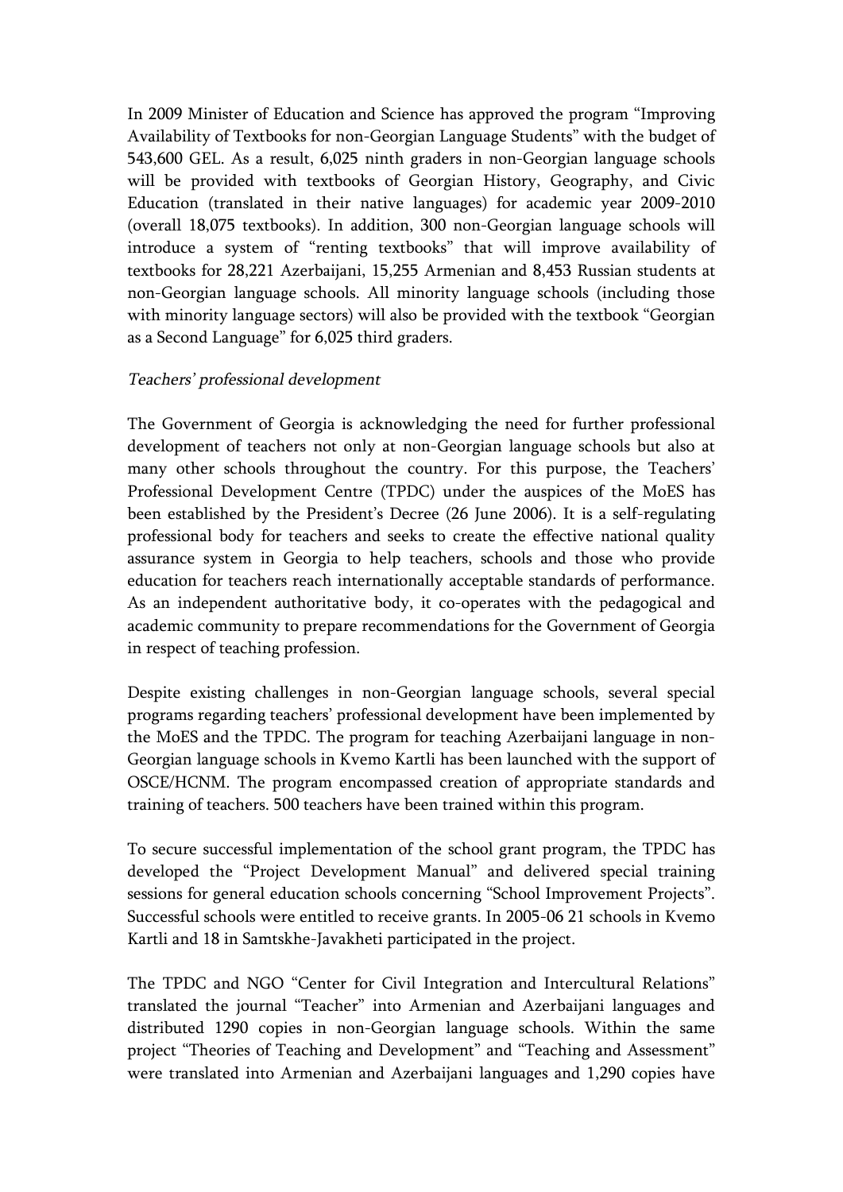In 2009 Minister of Education and Science has approved the program "Improving Availability of Textbooks for non-Georgian Language Students" with the budget of 543,600 GEL. As a result, 6,025 ninth graders in non-Georgian language schools will be provided with textbooks of Georgian History, Geography, and Civic Education (translated in their native languages) for academic year 2009-2010 (overall 18,075 textbooks). In addition, 300 non-Georgian language schools will introduce a system of "renting textbooks" that will improve availability of textbooks for 28,221 Azerbaijani, 15,255 Armenian and 8,453 Russian students at non-Georgian language schools. All minority language schools (including those with minority language sectors) will also be provided with the textbook "Georgian as a Second Language" for 6,025 third graders.

*Teachers' professional development*

The Government of Georgia is acknowledging the need for further professional development of teachers not only at non-Georgian language schools but also at many other schools throughout the country. For this purpose, the Teachers' Professional Development Centre (TPDC) under the auspices of the MoES has been established by the President's Decree (26 June 2006). It is a self-regulating professional body for teachers and seeks to create the effective national quality assurance system in Georgia to help teachers, schools and those who provide education for teachers reach internationally acceptable standards of performance. As an independent authoritative body, it co-operates with the pedagogical and academic community to prepare recommendations for the Government of Georgia in respect of teaching profession.

Despite existing challenges in non-Georgian language schools, several special programs regarding teachers' professional development have been implemented by the MoES and the TPDC. The program for teaching Azerbaijani language in non-Georgian language schools in Kvemo Kartli has been launched with the support of OSCE/HCNM. The program encompassed creation of appropriate standards and training of teachers. 500 teachers have been trained within this program.

To secure successful implementation of the school grant program, the TPDC has developed the "Project Development Manual" and delivered special training sessions for general education schools concerning "School Improvement Projects". Successful schools were entitled to receive grants. In 2005-06 21 schools in Kvemo Kartli and 18 in Samtskhe-Javakheti participated in the project.

The TPDC and NGO "Center for Civil Integration and Intercultural Relations" translated the journal "Teacher" into Armenian and Azerbaijani languages and distributed 1290 copies in non-Georgian language schools. Within the same project "Theories of Teaching and Development" and "Teaching and Assessment" were translated into Armenian and Azerbaijani languages and 1,290 copies have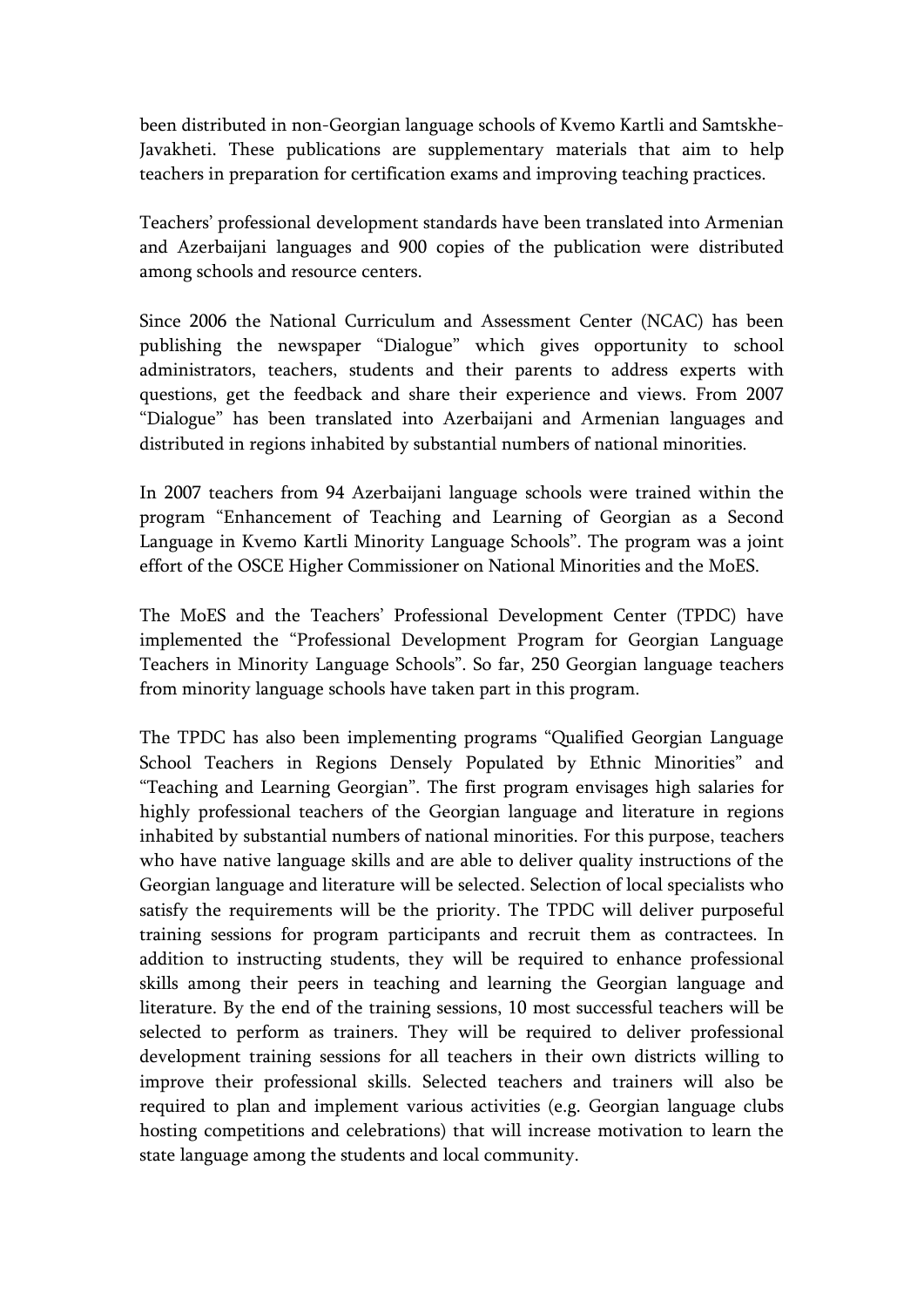been distributed in non-Georgian language schools of Kvemo Kartli and Samtskhe-Javakheti. These publications are supplementary materials that aim to help teachers in preparation for certification exams and improving teaching practices.

Teachers' professional development standards have been translated into Armenian and Azerbaijani languages and 900 copies of the publication were distributed among schools and resource centers.

Since 2006 the National Curriculum and Assessment Center (NCAC) has been publishing the newspaper "Dialogue" which gives opportunity to school administrators, teachers, students and their parents to address experts with questions, get the feedback and share their experience and views. From 2007 "Dialogue" has been translated into Azerbaijani and Armenian languages and distributed in regions inhabited by substantial numbers of national minorities.

In 2007 teachers from 94 Azerbaijani language schools were trained within the program "Enhancement of Teaching and Learning of Georgian as a Second Language in Kvemo Kartli Minority Language Schools". The program was a joint effort of the OSCE Higher Commissioner on National Minorities and the MoES.

The MoES and the Teachers' Professional Development Center (TPDC) have implemented the "Professional Development Program for Georgian Language Teachers in Minority Language Schools". So far, 250 Georgian language teachers from minority language schools have taken part in this program.

The TPDC has also been implementing programs "Qualified Georgian Language School Teachers in Regions Densely Populated by Ethnic Minorities" and "Teaching and Learning Georgian". The first program envisages high salaries for highly professional teachers of the Georgian language and literature in regions inhabited by substantial numbers of national minorities. For this purpose, teachers who have native language skills and are able to deliver quality instructions of the Georgian language and literature will be selected. Selection of local specialists who satisfy the requirements will be the priority. The TPDC will deliver purposeful training sessions for program participants and recruit them as contractees. In addition to instructing students, they will be required to enhance professional skills among their peers in teaching and learning the Georgian language and literature. By the end of the training sessions, 10 most successful teachers will be selected to perform as trainers. They will be required to deliver professional development training sessions for all teachers in their own districts willing to improve their professional skills. Selected teachers and trainers will also be required to plan and implement various activities (e.g. Georgian language clubs hosting competitions and celebrations) that will increase motivation to learn the state language among the students and local community.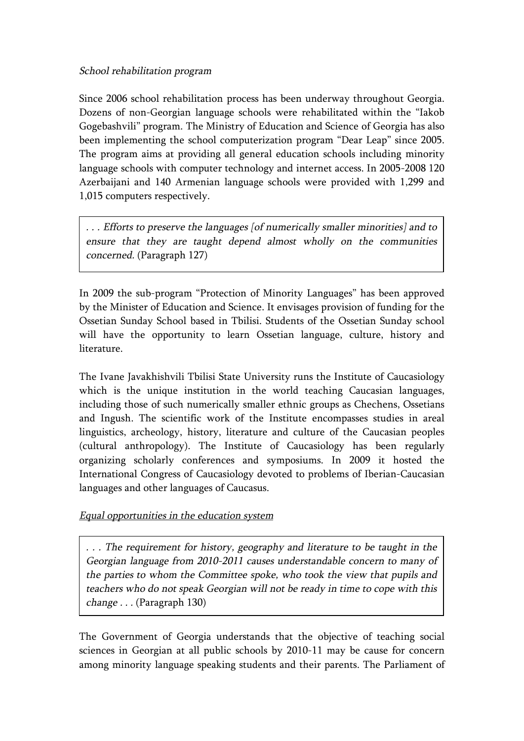*School rehabilitation program*

Since 2006 school rehabilitation process has been underway throughout Georgia. Dozens of non-Georgian language schools were rehabilitated within the "Iakob Gogebashvili" program. The Ministry of Education and Science of Georgia has also been implementing the school computerization program "Dear Leap" since 2005. The program aims at providing all general education schools including minority language schools with computer technology and internet access. In 2005-2008 120 Azerbaijani and 140 Armenian language schools were provided with 1,299 and 1,015 computers respectively.

> *. . . Efforts to preserve the languages [of numerically smaller minorities] and to ensure that they are taught depend almost wholly on the communities concerned.* (Paragraph 127)

In 2009 the sub-program "Protection of Minority Languages" has been approved by the Minister of Education and Science. It envisages provision of funding for the Ossetian Sunday School based in Tbilisi. Students of the Ossetian Sunday school will have the opportunity to learn Ossetian language, culture, history and literature.

The Ivane Javakhishvili Tbilisi State University runs the Institute of Caucasiology which is the unique institution in the world teaching Caucasian languages, including those of such numerically smaller ethnic groups as Chechens, Ossetians and Ingush. The scientific work of the Institute encompasses studies in areal linguistics, archeology, history, literature and culture of the Caucasian peoples (cultural anthropology). The Institute of Caucasiology has been regularly organizing scholarly conferences and symposiums. In 2009 it hosted the International Congress of Caucasiology devoted to problems of Iberian-Caucasian languages and other languages of Caucasus.

*Equal opportunities in the education system*

> *. . . The requirement for history, geography and literature to be taught in the Georgian language from 2010-2011 causes understandable concern to many of the parties to whom the Committee spoke, who took the view that pupils and teachers who do not speak Georgian will not be ready in time to cope with this change . . .* (Paragraph 130)

The Government of Georgia understands that the objective of teaching social sciences in Georgian at all public schools by 2010-11 may be cause for concern among minority language speaking students and their parents. The Parliament of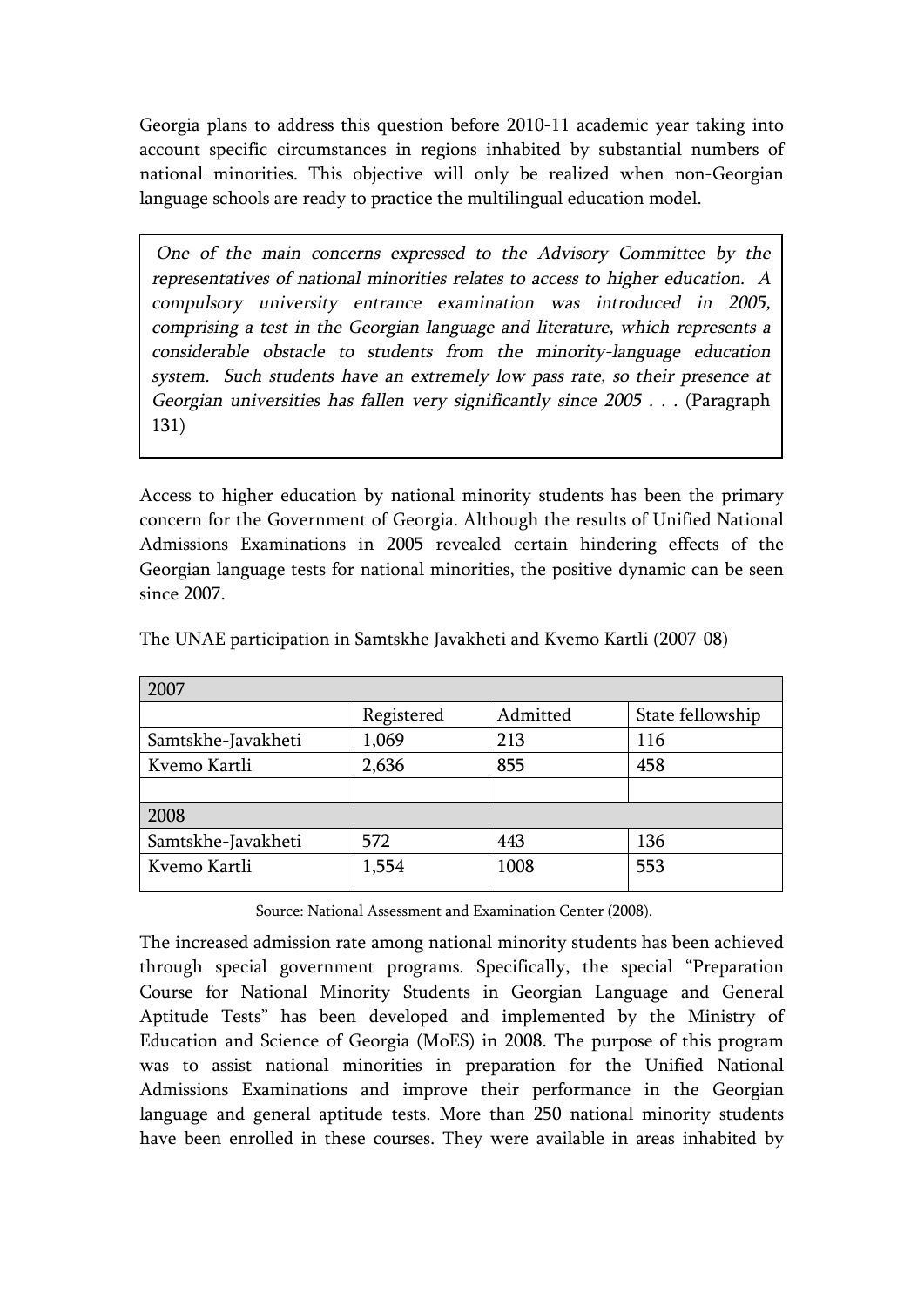Georgia plans to address this question before 2010-11 academic year taking into account specific circumstances in regions inhabited by substantial numbers of national minorities. This objective will only be realized when non-Georgian language schools are ready to practice the multilingual education model.

> *One of the main concerns expressed to the Advisory Committee by the representatives of national minorities relates to access to higher education. A compulsory university entrance examination was introduced in 2005, comprising a test in the Georgian language and literature, which represents a considerable obstacle to students from the minority-language education system. Such students have an extremely low pass rate, so their presence at Georgian universities has fallen very significantly since 2005 . . .* (Paragraph 131)

Access to higher education by national minority students has been the primary concern for the Government of Georgia. Although the results of Unified National Admissions Examinations in 2005 revealed certain hindering effects of the Georgian language tests for national minorities, the positive dynamic can be seen since 2007.

The UNAE participation in Samtskhe Javakheti and Kvemo Kartli (2007-08)

| 2007 | | | |
|---|---|---|---|
| | Registered | Admitted | State fellowship |
| Samtskhe-Javakheti | 1,069 | 213 | 116 |
| Kvemo Kartli | 2,636 | 855 | 458 |
| | | | |
| 2008 | | | |
| Samtskhe-Javakheti | 572 | 443 | 136 |
| Kvemo Kartli | 1,554 | 1008 | 553 |

Source: National Assessment and Examination Center (2008).

The increased admission rate among national minority students has been achieved through special government programs. Specifically, the special "Preparation Course for National Minority Students in Georgian Language and General Aptitude Tests" has been developed and implemented by the Ministry of Education and Science of Georgia (MoES) in 2008. The purpose of this program was to assist national minorities in preparation for the Unified National Admissions Examinations and improve their performance in the Georgian language and general aptitude tests. More than 250 national minority students have been enrolled in these courses. They were available in areas inhabited by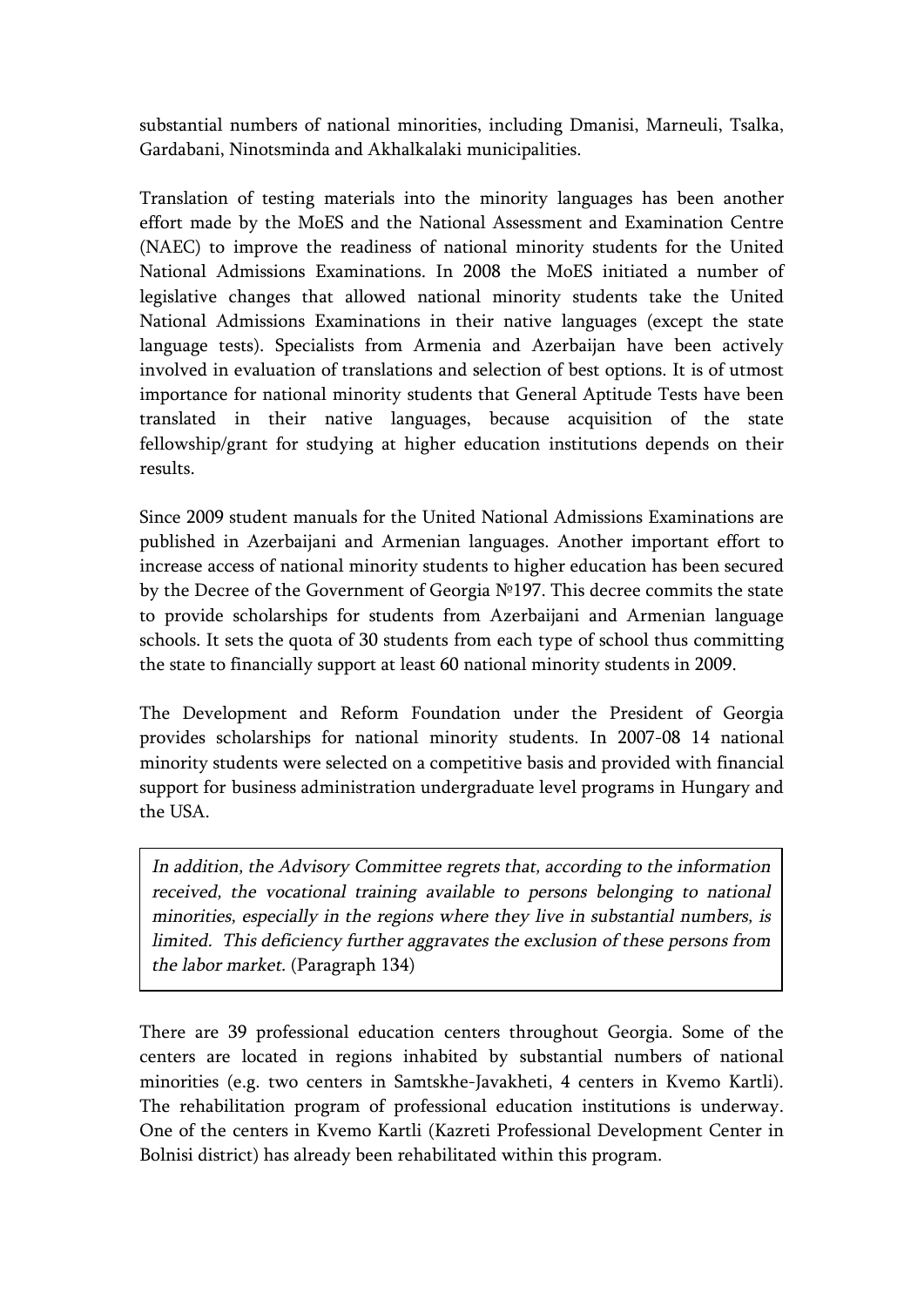substantial numbers of national minorities, including Dmanisi, Marneuli, Tsalka, Gardabani, Ninotsminda and Akhalkalaki municipalities.

Translation of testing materials into the minority languages has been another effort made by the MoES and the National Assessment and Examination Centre (NAEC) to improve the readiness of national minority students for the United National Admissions Examinations. In 2008 the MoES initiated a number of legislative changes that allowed national minority students take the United National Admissions Examinations in their native languages (except the state language tests). Specialists from Armenia and Azerbaijan have been actively involved in evaluation of translations and selection of best options. It is of utmost importance for national minority students that General Aptitude Tests have been translated in their native languages, because acquisition of the state fellowship/grant for studying at higher education institutions depends on their results.

Since 2009 student manuals for the United National Admissions Examinations are published in Azerbaijani and Armenian languages. Another important effort to increase access of national minority students to higher education has been secured by the Decree of the Government of Georgia №197. This decree commits the state to provide scholarships for students from Azerbaijani and Armenian language schools. It sets the quota of 30 students from each type of school thus committing the state to financially support at least 60 national minority students in 2009.

The Development and Reform Foundation under the President of Georgia provides scholarships for national minority students. In 2007-08 14 national minority students were selected on a competitive basis and provided with financial support for business administration undergraduate level programs in Hungary and the USA.

> *In addition, the Advisory Committee regrets that, according to the information received, the vocational training available to persons belonging to national minorities, especially in the regions where they live in substantial numbers, is limited. This deficiency further aggravates the exclusion of these persons from the labor market.* (Paragraph 134)

There are 39 professional education centers throughout Georgia. Some of the centers are located in regions inhabited by substantial numbers of national minorities (e.g. two centers in Samtskhe-Javakheti, 4 centers in Kvemo Kartli). The rehabilitation program of professional education institutions is underway. One of the centers in Kvemo Kartli (Kazreti Professional Development Center in Bolnisi district) has already been rehabilitated within this program.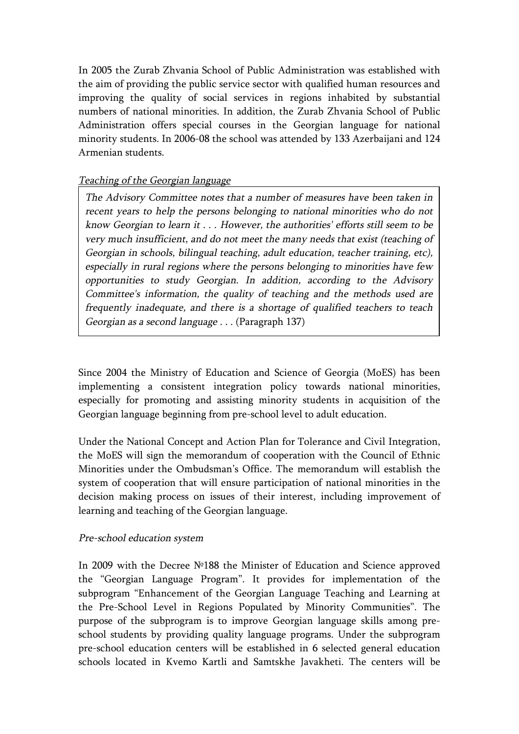In 2005 the Zurab Zhvania School of Public Administration was established with the aim of providing the public service sector with qualified human resources and improving the quality of social services in regions inhabited by substantial numbers of national minorities. In addition, the Zurab Zhvania School of Public Administration offers special courses in the Georgian language for national minority students. In 2006-08 the school was attended by 133 Azerbaijani and 124 Armenian students.

*Teaching of the Georgian language*

> *The Advisory Committee notes that a number of measures have been taken in recent years to help the persons belonging to national minorities who do not know Georgian to learn it . . . However, the authorities' efforts still seem to be very much insufficient, and do not meet the many needs that exist (teaching of Georgian in schools, bilingual teaching, adult education, teacher training, etc), especially in rural regions where the persons belonging to minorities have few opportunities to study Georgian. In addition, according to the Advisory Committee's information, the quality of teaching and the methods used are frequently inadequate, and there is a shortage of qualified teachers to teach Georgian as a second language . . .* (Paragraph 137)

Since 2004 the Ministry of Education and Science of Georgia (MoES) has been implementing a consistent integration policy towards national minorities, especially for promoting and assisting minority students in acquisition of the Georgian language beginning from pre-school level to adult education.

Under the National Concept and Action Plan for Tolerance and Civil Integration, the MoES will sign the memorandum of cooperation with the Council of Ethnic Minorities under the Ombudsman's Office. The memorandum will establish the system of cooperation that will ensure participation of national minorities in the decision making process on issues of their interest, including improvement of learning and teaching of the Georgian language.

*Pre-school education system*

In 2009 with the Decree №188 the Minister of Education and Science approved the "Georgian Language Program". It provides for implementation of the subprogram "Enhancement of the Georgian Language Teaching and Learning at the Pre-School Level in Regions Populated by Minority Communities". The purpose of the subprogram is to improve Georgian language skills among pre-school students by providing quality language programs. Under the subprogram pre-school education centers will be established in 6 selected general education schools located in Kvemo Kartli and Samtskhe Javakheti. The centers will be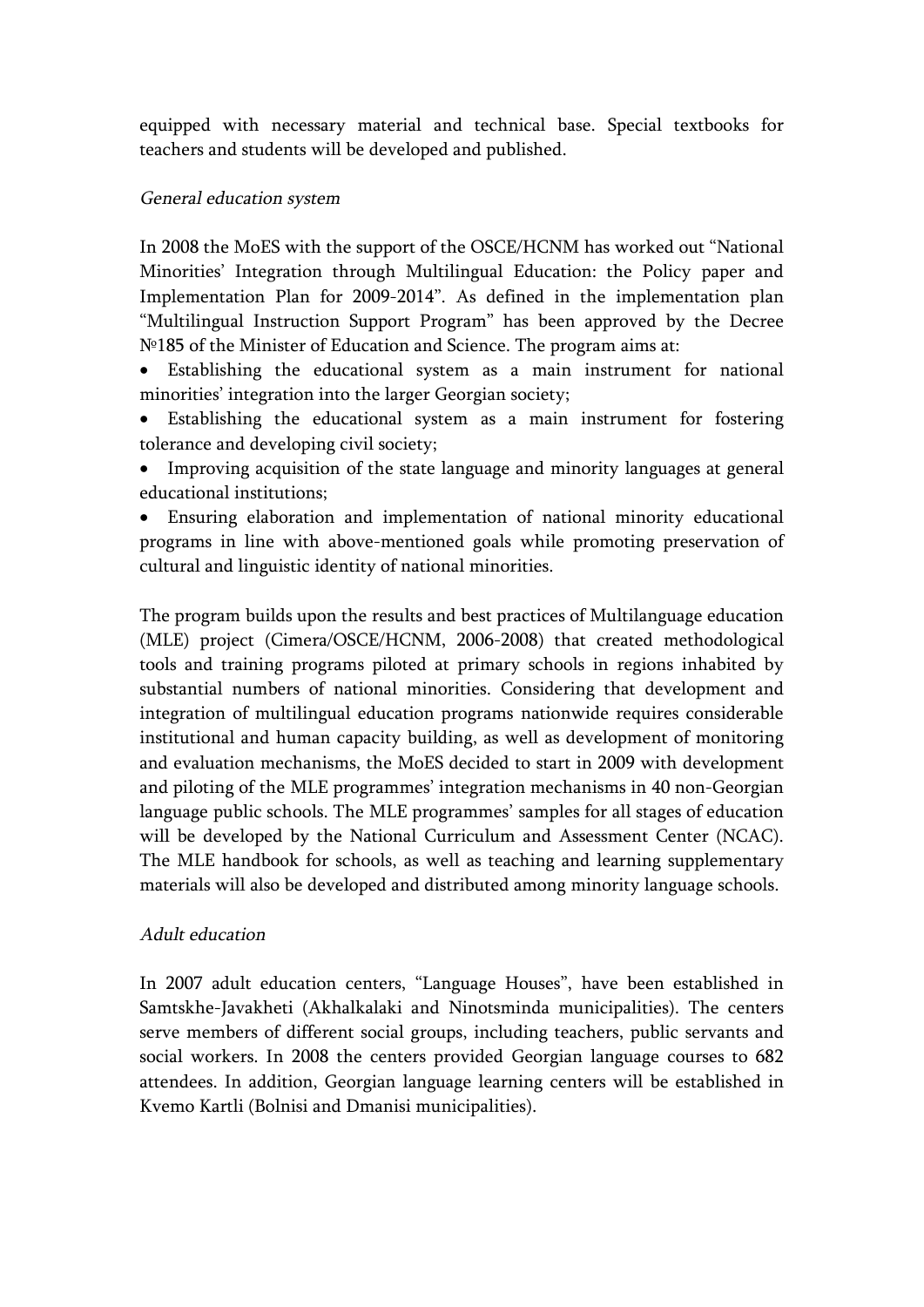equipped with necessary material and technical base. Special textbooks for teachers and students will be developed and published.

*General education system*

In 2008 the MoES with the support of the OSCE/HCNM has worked out "National Minorities' Integration through Multilingual Education: the Policy paper and Implementation Plan for 2009-2014". As defined in the implementation plan "Multilingual Instruction Support Program" has been approved by the Decree №185 of the Minister of Education and Science. The program aims at:

- Establishing the educational system as a main instrument for national minorities' integration into the larger Georgian society;
- Establishing the educational system as a main instrument for fostering tolerance and developing civil society;
- Improving acquisition of the state language and minority languages at general educational institutions;
- Ensuring elaboration and implementation of national minority educational programs in line with above-mentioned goals while promoting preservation of cultural and linguistic identity of national minorities.

The program builds upon the results and best practices of Multilanguage education (MLE) project (Cimera/OSCE/HCNM, 2006-2008) that created methodological tools and training programs piloted at primary schools in regions inhabited by substantial numbers of national minorities. Considering that development and integration of multilingual education programs nationwide requires considerable institutional and human capacity building, as well as development of monitoring and evaluation mechanisms, the MoES decided to start in 2009 with development and piloting of the MLE programmes' integration mechanisms in 40 non-Georgian language public schools. The MLE programmes' samples for all stages of education will be developed by the National Curriculum and Assessment Center (NCAC). The MLE handbook for schools, as well as teaching and learning supplementary materials will also be developed and distributed among minority language schools.

*Adult education*

In 2007 adult education centers, "Language Houses", have been established in Samtskhe-Javakheti (Akhalkalaki and Ninotsminda municipalities). The centers serve members of different social groups, including teachers, public servants and social workers. In 2008 the centers provided Georgian language courses to 682 attendees. In addition, Georgian language learning centers will be established in Kvemo Kartli (Bolnisi and Dmanisi municipalities).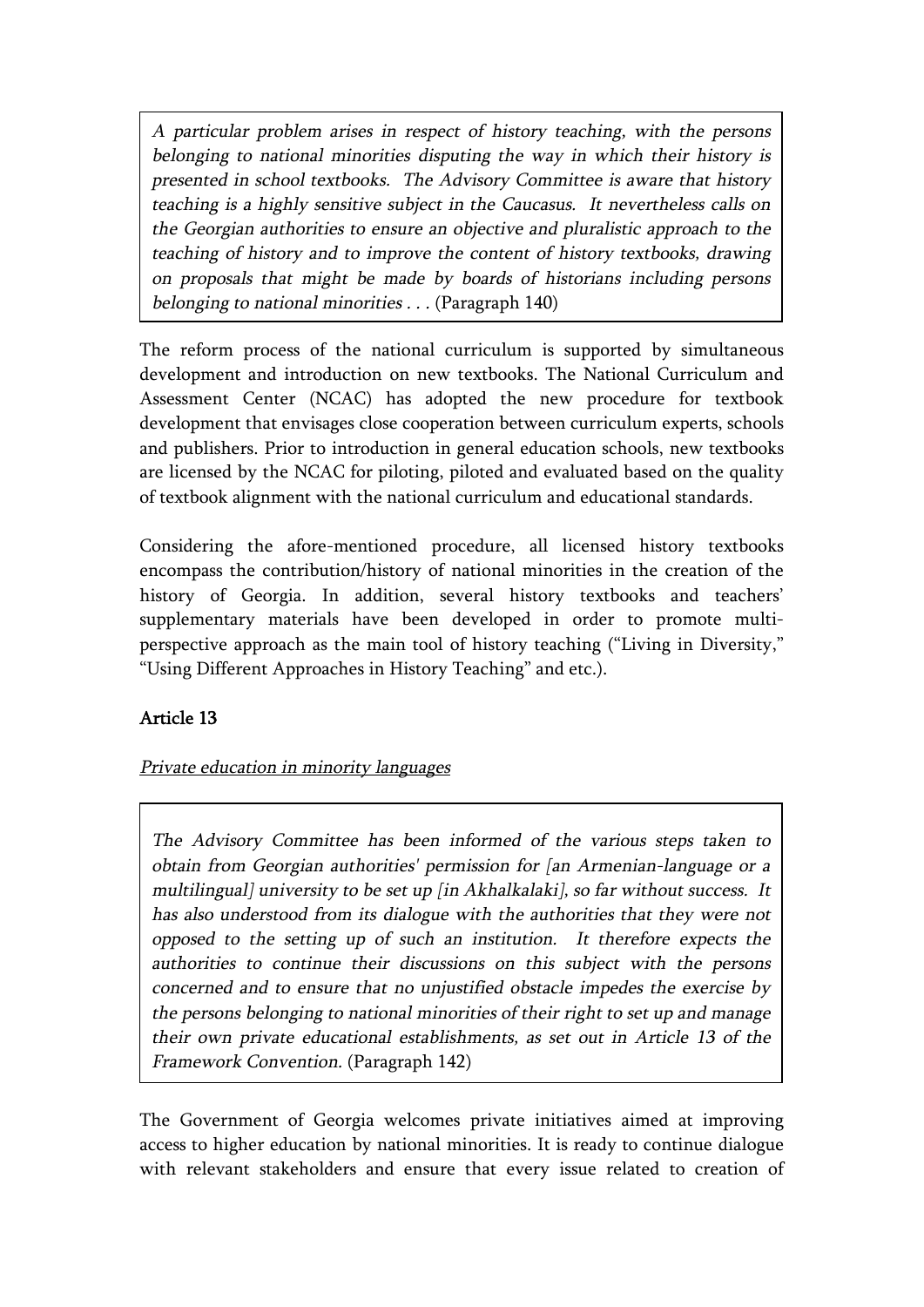> *A particular problem arises in respect of history teaching, with the persons belonging to national minorities disputing the way in which their history is presented in school textbooks. The Advisory Committee is aware that history teaching is a highly sensitive subject in the Caucasus. It nevertheless calls on the Georgian authorities to ensure an objective and pluralistic approach to the teaching of history and to improve the content of history textbooks, drawing on proposals that might be made by boards of historians including persons belonging to national minorities . . .* (Paragraph 140)

The reform process of the national curriculum is supported by simultaneous development and introduction on new textbooks. The National Curriculum and Assessment Center (NCAC) has adopted the new procedure for textbook development that envisages close cooperation between curriculum experts, schools and publishers. Prior to introduction in general education schools, new textbooks are licensed by the NCAC for piloting, piloted and evaluated based on the quality of textbook alignment with the national curriculum and educational standards.

Considering the afore-mentioned procedure, all licensed history textbooks encompass the contribution/history of national minorities in the creation of the history of Georgia. In addition, several history textbooks and teachers' supplementary materials have been developed in order to promote multi-perspective approach as the main tool of history teaching ("Living in Diversity," "Using Different Approaches in History Teaching" and etc.).

## Article 13

*Private education in minority languages*

> *The Advisory Committee has been informed of the various steps taken to obtain from Georgian authorities' permission for [an Armenian-language or a multilingual] university to be set up [in Akhalkalaki], so far without success. It has also understood from its dialogue with the authorities that they were not opposed to the setting up of such an institution. It therefore expects the authorities to continue their discussions on this subject with the persons concerned and to ensure that no unjustified obstacle impedes the exercise by the persons belonging to national minorities of their right to set up and manage their own private educational establishments, as set out in Article 13 of the Framework Convention.* (Paragraph 142)

The Government of Georgia welcomes private initiatives aimed at improving access to higher education by national minorities. It is ready to continue dialogue with relevant stakeholders and ensure that every issue related to creation of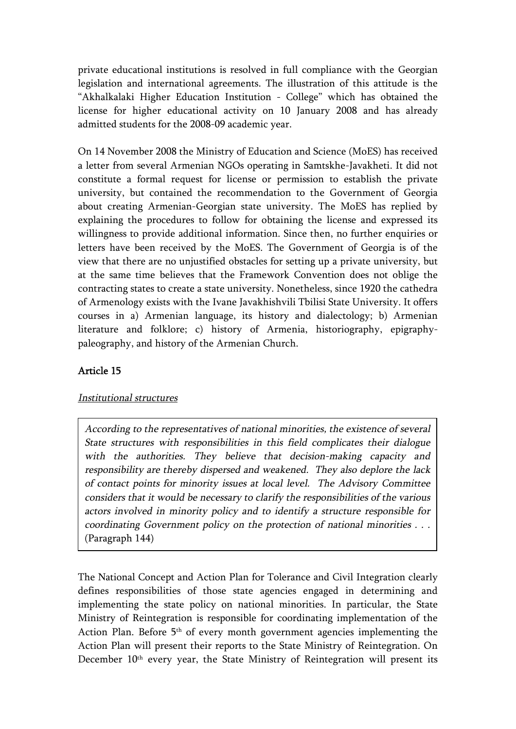private educational institutions is resolved in full compliance with the Georgian legislation and international agreements. The illustration of this attitude is the "Akhalkalaki Higher Education Institution - College" which has obtained the license for higher educational activity on 10 January 2008 and has already admitted students for the 2008-09 academic year.

On 14 November 2008 the Ministry of Education and Science (MoES) has received a letter from several Armenian NGOs operating in Samtskhe-Javakheti. It did not constitute a formal request for license or permission to establish the private university, but contained the recommendation to the Government of Georgia about creating Armenian-Georgian state university. The MoES has replied by explaining the procedures to follow for obtaining the license and expressed its willingness to provide additional information. Since then, no further enquiries or letters have been received by the MoES. The Government of Georgia is of the view that there are no unjustified obstacles for setting up a private university, but at the same time believes that the Framework Convention does not oblige the contracting states to create a state university. Nonetheless, since 1920 the cathedra of Armenology exists with the Ivane Javakhishvili Tbilisi State University. It offers courses in a) Armenian language, its history and dialectology; b) Armenian literature and folklore; c) history of Armenia, historiography, epigraphy-paleography, and history of the Armenian Church.

## Article 15

*Institutional structures*

> *According to the representatives of national minorities, the existence of several State structures with responsibilities in this field complicates their dialogue with the authorities. They believe that decision-making capacity and responsibility are thereby dispersed and weakened. They also deplore the lack of contact points for minority issues at local level. The Advisory Committee considers that it would be necessary to clarify the responsibilities of the various actors involved in minority policy and to identify a structure responsible for coordinating Government policy on the protection of national minorities . . .* (Paragraph 144)

The National Concept and Action Plan for Tolerance and Civil Integration clearly defines responsibilities of those state agencies engaged in determining and implementing the state policy on national minorities. In particular, the State Ministry of Reintegration is responsible for coordinating implementation of the Action Plan. Before 5th of every month government agencies implementing the Action Plan will present their reports to the State Ministry of Reintegration. On December 10th every year, the State Ministry of Reintegration will present its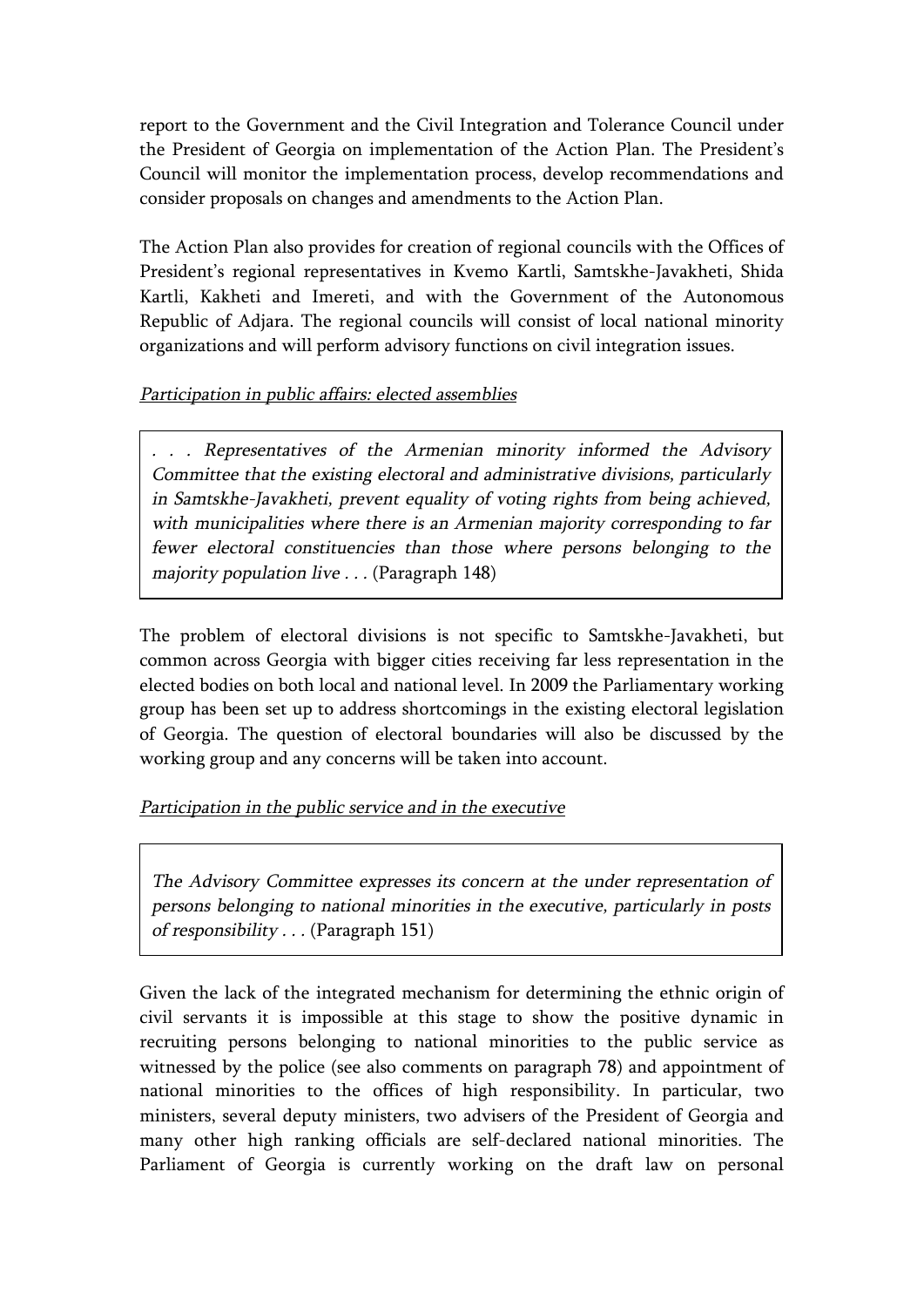report to the Government and the Civil Integration and Tolerance Council under the President of Georgia on implementation of the Action Plan. The President's Council will monitor the implementation process, develop recommendations and consider proposals on changes and amendments to the Action Plan.

The Action Plan also provides for creation of regional councils with the Offices of President's regional representatives in Kvemo Kartli, Samtskhe-Javakheti, Shida Kartli, Kakheti and Imereti, and with the Government of the Autonomous Republic of Adjara. The regional councils will consist of local national minority organizations and will perform advisory functions on civil integration issues.

_Participation in public affairs: elected assemblies_

> _. . . Representatives of the Armenian minority informed the Advisory Committee that the existing electoral and administrative divisions, particularly in Samtskhe-Javakheti, prevent equality of voting rights from being achieved, with municipalities where there is an Armenian majority corresponding to far fewer electoral constituencies than those where persons belonging to the majority population live . . ._ (Paragraph 148)

The problem of electoral divisions is not specific to Samtskhe-Javakheti, but common across Georgia with bigger cities receiving far less representation in the elected bodies on both local and national level. In 2009 the Parliamentary working group has been set up to address shortcomings in the existing electoral legislation of Georgia. The question of electoral boundaries will also be discussed by the working group and any concerns will be taken into account.

_Participation in the public service and in the executive_

> _The Advisory Committee expresses its concern at the under representation of persons belonging to national minorities in the executive, particularly in posts of responsibility . . ._ (Paragraph 151)

Given the lack of the integrated mechanism for determining the ethnic origin of civil servants it is impossible at this stage to show the positive dynamic in recruiting persons belonging to national minorities to the public service as witnessed by the police (see also comments on paragraph 78) and appointment of national minorities to the offices of high responsibility. In particular, two ministers, several deputy ministers, two advisers of the President of Georgia and many other high ranking officials are self-declared national minorities. The Parliament of Georgia is currently working on the draft law on personal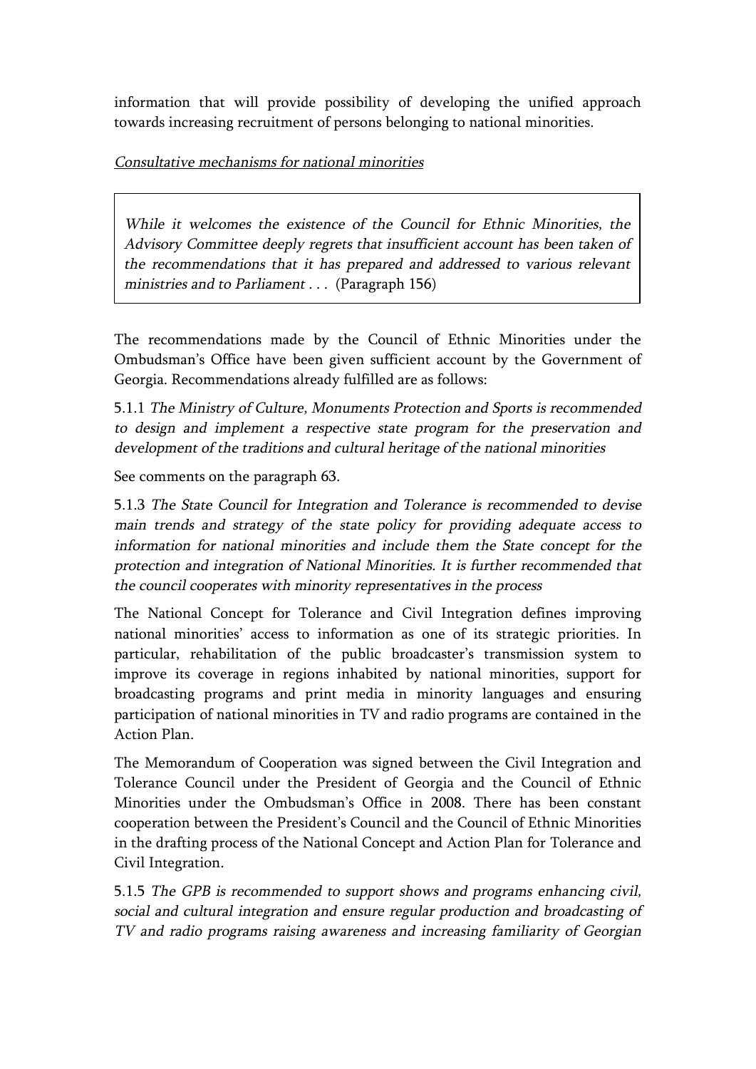information that will provide possibility of developing the unified approach towards increasing recruitment of persons belonging to national minorities.

_Consultative mechanisms for national minorities_

> *While it welcomes the existence of the Council for Ethnic Minorities, the Advisory Committee deeply regrets that insufficient account has been taken of the recommendations that it has prepared and addressed to various relevant ministries and to Parliament . . .* (Paragraph 156)

The recommendations made by the Council of Ethnic Minorities under the Ombudsman's Office have been given sufficient account by the Government of Georgia. Recommendations already fulfilled are as follows:

5.1.1 *The Ministry of Culture, Monuments Protection and Sports is recommended to design and implement a respective state program for the preservation and development of the traditions and cultural heritage of the national minorities*

See comments on the paragraph 63.

5.1.3 *The State Council for Integration and Tolerance is recommended to devise main trends and strategy of the state policy for providing adequate access to information for national minorities and include them the State concept for the protection and integration of National Minorities. It is further recommended that the council cooperates with minority representatives in the process*

The National Concept for Tolerance and Civil Integration defines improving national minorities' access to information as one of its strategic priorities. In particular, rehabilitation of the public broadcaster's transmission system to improve its coverage in regions inhabited by national minorities, support for broadcasting programs and print media in minority languages and ensuring participation of national minorities in TV and radio programs are contained in the Action Plan.

The Memorandum of Cooperation was signed between the Civil Integration and Tolerance Council under the President of Georgia and the Council of Ethnic Minorities under the Ombudsman's Office in 2008. There has been constant cooperation between the President's Council and the Council of Ethnic Minorities in the drafting process of the National Concept and Action Plan for Tolerance and Civil Integration.

5.1.5 *The GPB is recommended to support shows and programs enhancing civil, social and cultural integration and ensure regular production and broadcasting of TV and radio programs raising awareness and increasing familiarity of Georgian*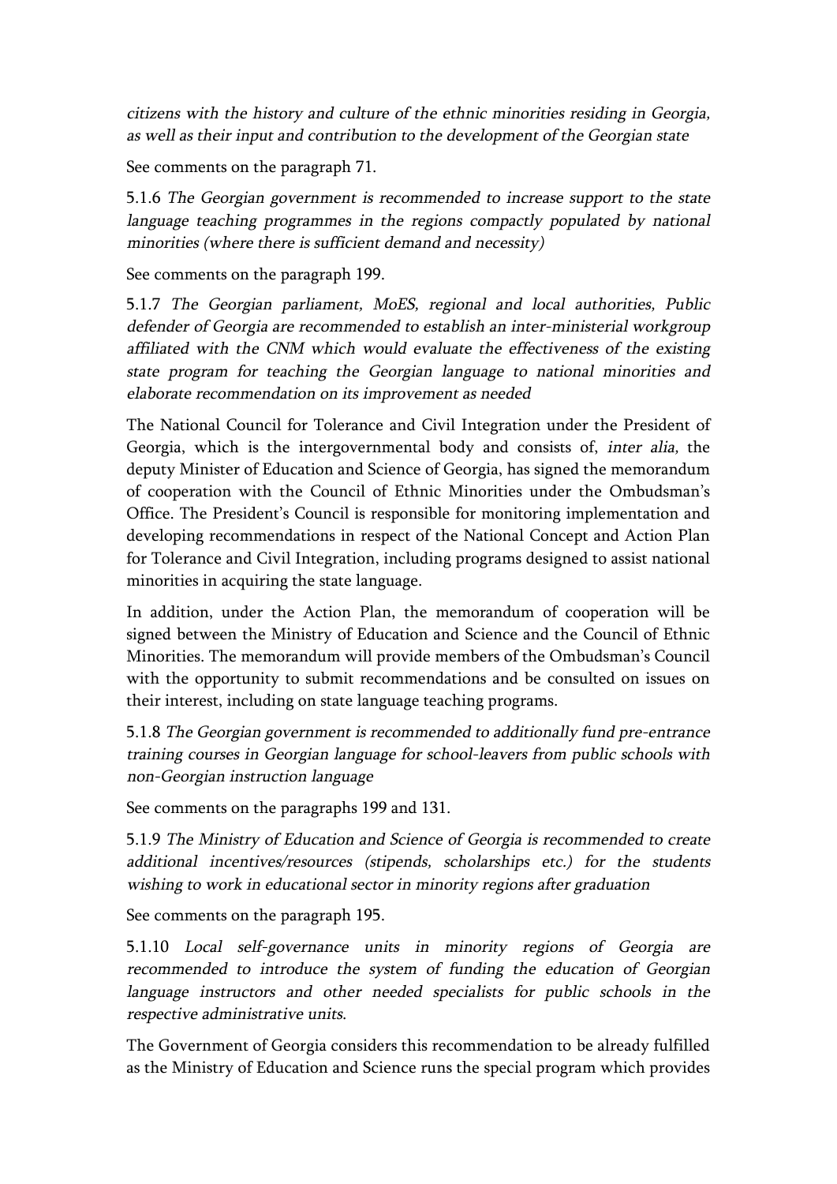*citizens with the history and culture of the ethnic minorities residing in Georgia, as well as their input and contribution to the development of the Georgian state*

See comments on the paragraph 71.

5.1.6 *The Georgian government is recommended to increase support to the state language teaching programmes in the regions compactly populated by national minorities (where there is sufficient demand and necessity)*

See comments on the paragraph 199.

5.1.7 *The Georgian parliament, MoES, regional and local authorities, Public defender of Georgia are recommended to establish an inter-ministerial workgroup affiliated with the CNM which would evaluate the effectiveness of the existing state program for teaching the Georgian language to national minorities and elaborate recommendation on its improvement as needed*

The National Council for Tolerance and Civil Integration under the President of Georgia, which is the intergovernmental body and consists of, *inter alia,* the deputy Minister of Education and Science of Georgia, has signed the memorandum of cooperation with the Council of Ethnic Minorities under the Ombudsman's Office. The President's Council is responsible for monitoring implementation and developing recommendations in respect of the National Concept and Action Plan for Tolerance and Civil Integration, including programs designed to assist national minorities in acquiring the state language.

In addition, under the Action Plan, the memorandum of cooperation will be signed between the Ministry of Education and Science and the Council of Ethnic Minorities. The memorandum will provide members of the Ombudsman's Council with the opportunity to submit recommendations and be consulted on issues on their interest, including on state language teaching programs.

5.1.8 *The Georgian government is recommended to additionally fund pre-entrance training courses in Georgian language for school-leavers from public schools with non-Georgian instruction language*

See comments on the paragraphs 199 and 131.

5.1.9 *The Ministry of Education and Science of Georgia is recommended to create additional incentives/resources (stipends, scholarships etc.) for the students wishing to work in educational sector in minority regions after graduation*

See comments on the paragraph 195.

5.1.10 *Local self-governance units in minority regions of Georgia are recommended to introduce the system of funding the education of Georgian language instructors and other needed specialists for public schools in the respective administrative units.*

The Government of Georgia considers this recommendation to be already fulfilled as the Ministry of Education and Science runs the special program which provides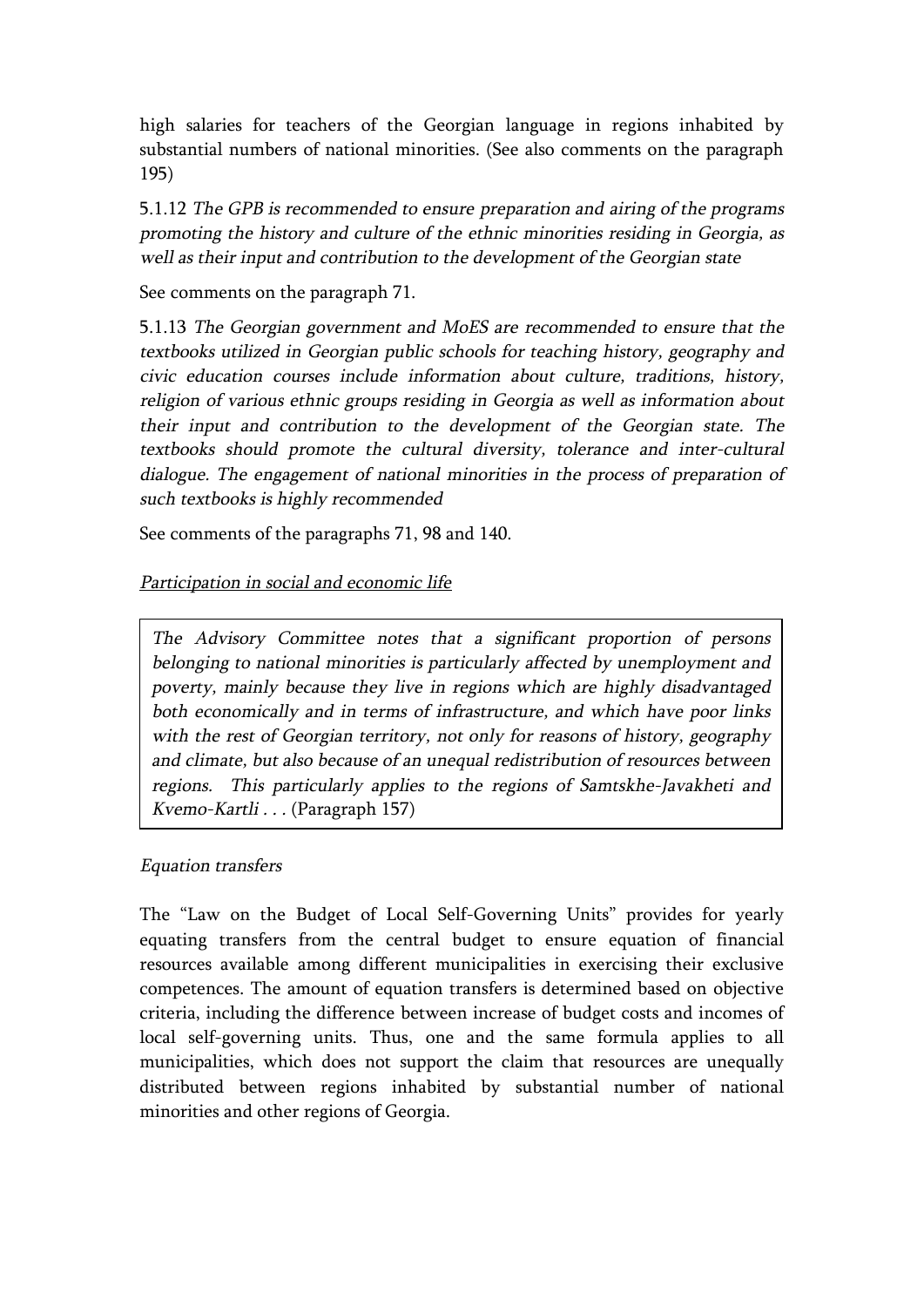high salaries for teachers of the Georgian language in regions inhabited by substantial numbers of national minorities. (See also comments on the paragraph 195)

5.1.12 *The GPB is recommended to ensure preparation and airing of the programs promoting the history and culture of the ethnic minorities residing in Georgia, as well as their input and contribution to the development of the Georgian state*

See comments on the paragraph 71.

5.1.13 *The Georgian government and MoES are recommended to ensure that the textbooks utilized in Georgian public schools for teaching history, geography and civic education courses include information about culture, traditions, history, religion of various ethnic groups residing in Georgia as well as information about their input and contribution to the development of the Georgian state. The textbooks should promote the cultural diversity, tolerance and inter-cultural dialogue. The engagement of national minorities in the process of preparation of such textbooks is highly recommended*

See comments of the paragraphs 71, 98 and 140.

*Participation in social and economic life*

> *The Advisory Committee notes that a significant proportion of persons belonging to national minorities is particularly affected by unemployment and poverty, mainly because they live in regions which are highly disadvantaged both economically and in terms of infrastructure, and which have poor links with the rest of Georgian territory, not only for reasons of history, geography and climate, but also because of an unequal redistribution of resources between regions. This particularly applies to the regions of Samtskhe-Javakheti and Kvemo-Kartli . . .* (Paragraph 157)

*Equation transfers*

The "Law on the Budget of Local Self-Governing Units" provides for yearly equating transfers from the central budget to ensure equation of financial resources available among different municipalities in exercising their exclusive competences. The amount of equation transfers is determined based on objective criteria, including the difference between increase of budget costs and incomes of local self-governing units. Thus, one and the same formula applies to all municipalities, which does not support the claim that resources are unequally distributed between regions inhabited by substantial number of national minorities and other regions of Georgia.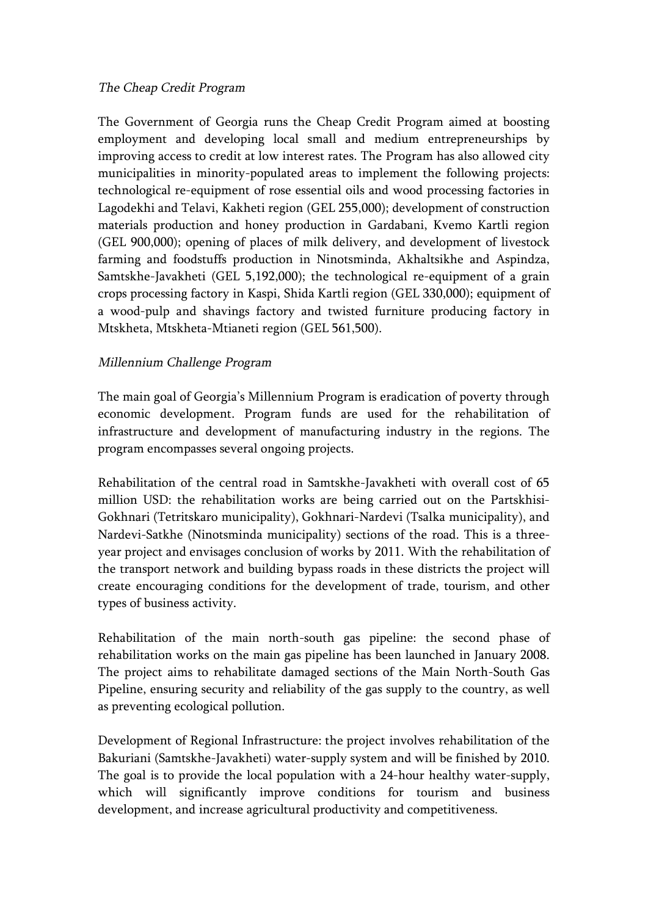*The Cheap Credit Program*

The Government of Georgia runs the Cheap Credit Program aimed at boosting employment and developing local small and medium entrepreneurships by improving access to credit at low interest rates. The Program has also allowed city municipalities in minority-populated areas to implement the following projects: technological re-equipment of rose essential oils and wood processing factories in Lagodekhi and Telavi, Kakheti region (GEL 255,000); development of construction materials production and honey production in Gardabani, Kvemo Kartli region (GEL 900,000); opening of places of milk delivery, and development of livestock farming and foodstuffs production in Ninotsminda, Akhaltsikhe and Aspindza, Samtskhe-Javakheti (GEL 5,192,000); the technological re-equipment of a grain crops processing factory in Kaspi, Shida Kartli region (GEL 330,000); equipment of a wood-pulp and shavings factory and twisted furniture producing factory in Mtskheta, Mtskheta-Mtianeti region (GEL 561,500).

*Millennium Challenge Program*

The main goal of Georgia's Millennium Program is eradication of poverty through economic development. Program funds are used for the rehabilitation of infrastructure and development of manufacturing industry in the regions. The program encompasses several ongoing projects.

Rehabilitation of the central road in Samtskhe-Javakheti with overall cost of 65 million USD: the rehabilitation works are being carried out on the Partskhisi-Gokhnari (Tetritskaro municipality), Gokhnari-Nardevi (Tsalka municipality), and Nardevi-Satkhe (Ninotsminda municipality) sections of the road. This is a three-year project and envisages conclusion of works by 2011. With the rehabilitation of the transport network and building bypass roads in these districts the project will create encouraging conditions for the development of trade, tourism, and other types of business activity.

Rehabilitation of the main north-south gas pipeline: the second phase of rehabilitation works on the main gas pipeline has been launched in January 2008. The project aims to rehabilitate damaged sections of the Main North-South Gas Pipeline, ensuring security and reliability of the gas supply to the country, as well as preventing ecological pollution.

Development of Regional Infrastructure: the project involves rehabilitation of the Bakuriani (Samtskhe-Javakheti) water-supply system and will be finished by 2010. The goal is to provide the local population with a 24-hour healthy water-supply, which will significantly improve conditions for tourism and business development, and increase agricultural productivity and competitiveness.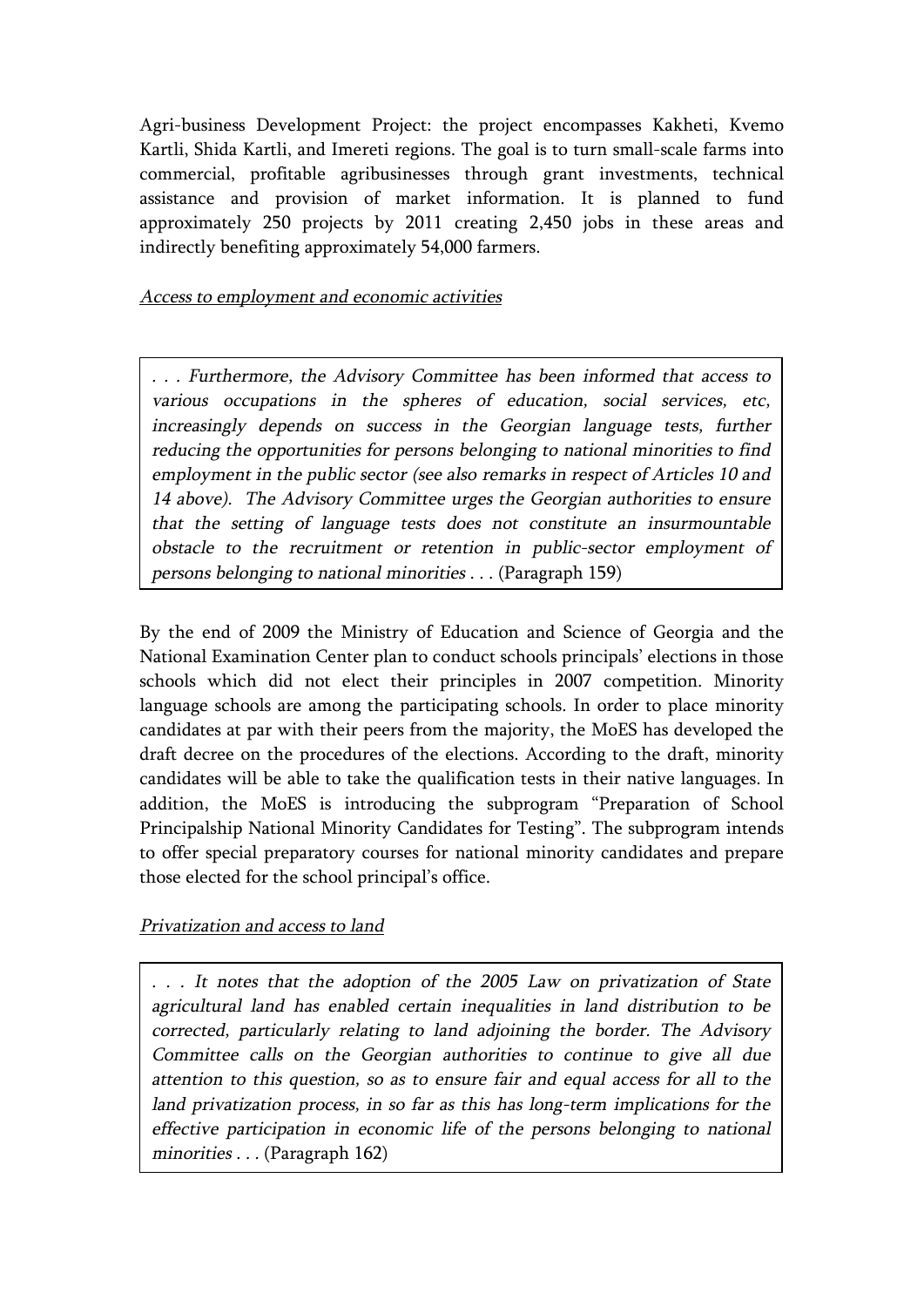Agri-business Development Project: the project encompasses Kakheti, Kvemo Kartli, Shida Kartli, and Imereti regions. The goal is to turn small-scale farms into commercial, profitable agribusinesses through grant investments, technical assistance and provision of market information. It is planned to fund approximately 250 projects by 2011 creating 2,450 jobs in these areas and indirectly benefiting approximately 54,000 farmers.

*Access to employment and economic activities*

> *. . . Furthermore, the Advisory Committee has been informed that access to various occupations in the spheres of education, social services, etc, increasingly depends on success in the Georgian language tests, further reducing the opportunities for persons belonging to national minorities to find employment in the public sector (see also remarks in respect of Articles 10 and 14 above). The Advisory Committee urges the Georgian authorities to ensure that the setting of language tests does not constitute an insurmountable obstacle to the recruitment or retention in public-sector employment of persons belonging to national minorities . . .* (Paragraph 159)

By the end of 2009 the Ministry of Education and Science of Georgia and the National Examination Center plan to conduct schools principals' elections in those schools which did not elect their principles in 2007 competition. Minority language schools are among the participating schools. In order to place minority candidates at par with their peers from the majority, the MoES has developed the draft decree on the procedures of the elections. According to the draft, minority candidates will be able to take the qualification tests in their native languages. In addition, the MoES is introducing the subprogram "Preparation of School Principalship National Minority Candidates for Testing". The subprogram intends to offer special preparatory courses for national minority candidates and prepare those elected for the school principal's office.

*Privatization and access to land*

> *. . . It notes that the adoption of the 2005 Law on privatization of State agricultural land has enabled certain inequalities in land distribution to be corrected, particularly relating to land adjoining the border. The Advisory Committee calls on the Georgian authorities to continue to give all due attention to this question, so as to ensure fair and equal access for all to the land privatization process, in so far as this has long-term implications for the effective participation in economic life of the persons belonging to national minorities . . .* (Paragraph 162)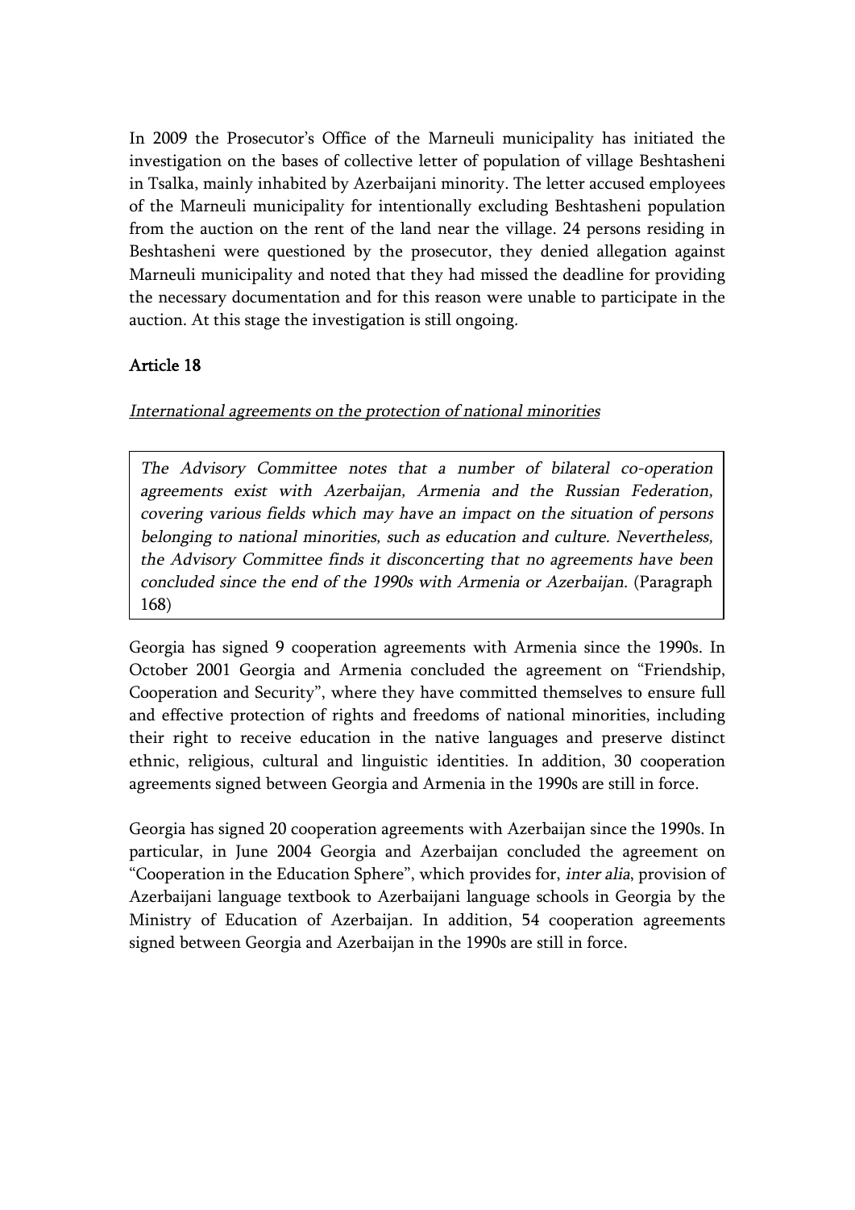In 2009 the Prosecutor's Office of the Marneuli municipality has initiated the investigation on the bases of collective letter of population of village Beshtasheni in Tsalka, mainly inhabited by Azerbaijani minority. The letter accused employees of the Marneuli municipality for intentionally excluding Beshtasheni population from the auction on the rent of the land near the village. 24 persons residing in Beshtasheni were questioned by the prosecutor, they denied allegation against Marneuli municipality and noted that they had missed the deadline for providing the necessary documentation and for this reason were unable to participate in the auction. At this stage the investigation is still ongoing.

## Article 18

*International agreements on the protection of national minorities*

> *The Advisory Committee notes that a number of bilateral co-operation agreements exist with Azerbaijan, Armenia and the Russian Federation, covering various fields which may have an impact on the situation of persons belonging to national minorities, such as education and culture. Nevertheless, the Advisory Committee finds it disconcerting that no agreements have been concluded since the end of the 1990s with Armenia or Azerbaijan.* (Paragraph 168)

Georgia has signed 9 cooperation agreements with Armenia since the 1990s. In October 2001 Georgia and Armenia concluded the agreement on "Friendship, Cooperation and Security", where they have committed themselves to ensure full and effective protection of rights and freedoms of national minorities, including their right to receive education in the native languages and preserve distinct ethnic, religious, cultural and linguistic identities. In addition, 30 cooperation agreements signed between Georgia and Armenia in the 1990s are still in force.

Georgia has signed 20 cooperation agreements with Azerbaijan since the 1990s. In particular, in June 2004 Georgia and Azerbaijan concluded the agreement on "Cooperation in the Education Sphere", which provides for, *inter alia*, provision of Azerbaijani language textbook to Azerbaijani language schools in Georgia by the Ministry of Education of Azerbaijan. In addition, 54 cooperation agreements signed between Georgia and Azerbaijan in the 1990s are still in force.